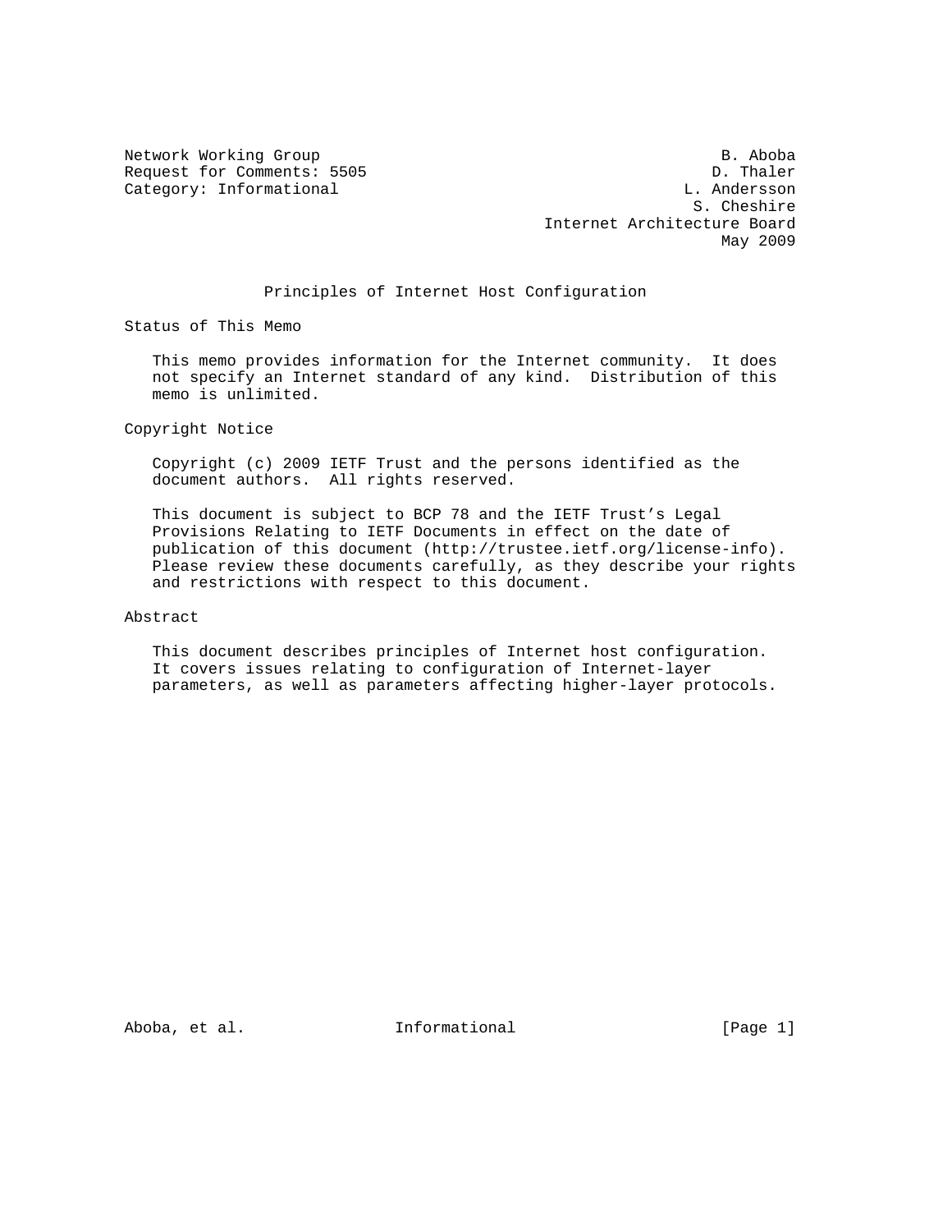Network Working Group B. Aboba
Request for Comments: 5505 D. Thaler
Category: Informational L. Andersson
S. Cheshire
Internet Architecture Board
May 2009

# Principles of Internet Host Configuration

## Status of This Memo

This memo provides information for the Internet community. It does not specify an Internet standard of any kind. Distribution of this memo is unlimited.

## Copyright Notice

Copyright (c) 2009 IETF Trust and the persons identified as the document authors. All rights reserved.

This document is subject to BCP 78 and the IETF Trust's Legal Provisions Relating to IETF Documents in effect on the date of publication of this document (http://trustee.ietf.org/license-info). Please review these documents carefully, as they describe your rights and restrictions with respect to this document.

## Abstract

This document describes principles of Internet host configuration. It covers issues relating to configuration of Internet-layer parameters, as well as parameters affecting higher-layer protocols.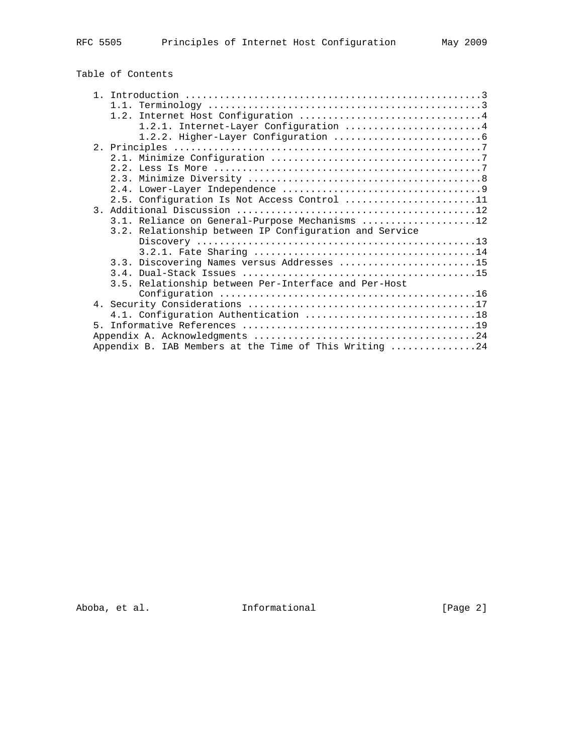## Table of Contents

```
   1. Introduction ....................................................3
      1.1. Terminology ................................................3
      1.2. Internet Host Configuration ................................4
           1.2.1. Internet-Layer Configuration ........................4
           1.2.2. Higher-Layer Configuration ..........................6
   2. Principles ......................................................7
      2.1. Minimize Configuration .....................................7
      2.2. Less Is More ...............................................7
      2.3. Minimize Diversity .........................................8
      2.4. Lower-Layer Independence ...................................9
      2.5. Configuration Is Not Access Control .......................11
   3. Additional Discussion ..........................................12
      3.1. Reliance on General-Purpose Mechanisms ....................12
      3.2. Relationship between IP Configuration and Service
           Discovery .................................................13
           3.2.1. Fate Sharing .......................................14
      3.3. Discovering Names versus Addresses ........................15
      3.4. Dual-Stack Issues .........................................15
      3.5. Relationship between Per-Interface and Per-Host
           Configuration .............................................16
   4. Security Considerations ........................................17
      4.1. Configuration Authentication ..............................18
   5. Informative References .........................................19
   Appendix A. Acknowledgments .......................................24
   Appendix B. IAB Members at the Time of This Writing ...............24
```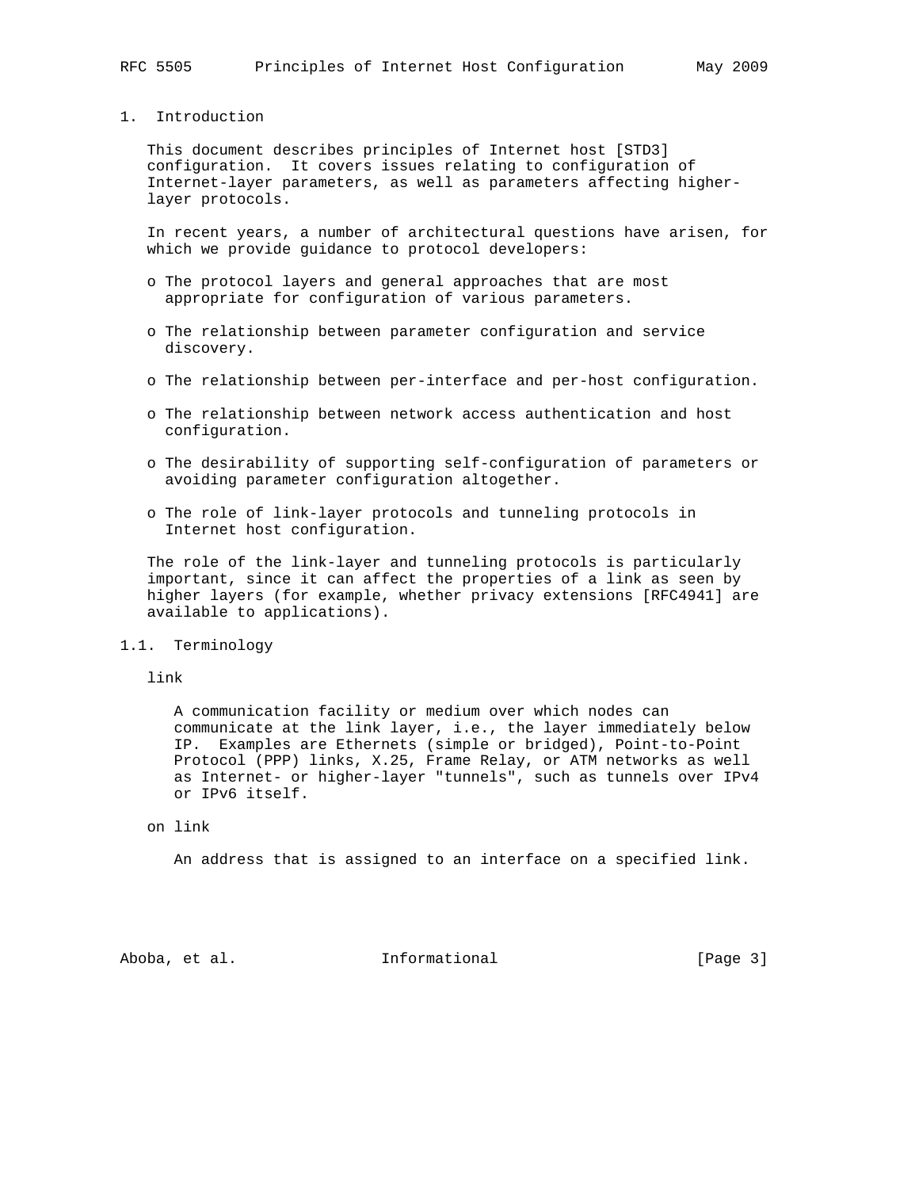# 1. Introduction

This document describes principles of Internet host [STD3] configuration. It covers issues relating to configuration of Internet-layer parameters, as well as parameters affecting higher-layer protocols.

In recent years, a number of architectural questions have arisen, for which we provide guidance to protocol developers:

- The protocol layers and general approaches that are most appropriate for configuration of various parameters.
- The relationship between parameter configuration and service discovery.
- The relationship between per-interface and per-host configuration.
- The relationship between network access authentication and host configuration.
- The desirability of supporting self-configuration of parameters or avoiding parameter configuration altogether.
- The role of link-layer protocols and tunneling protocols in Internet host configuration.

The role of the link-layer and tunneling protocols is particularly important, since it can affect the properties of a link as seen by higher layers (for example, whether privacy extensions [RFC4941] are available to applications).

## 1.1. Terminology

link

> A communication facility or medium over which nodes can communicate at the link layer, i.e., the layer immediately below IP. Examples are Ethernets (simple or bridged), Point-to-Point Protocol (PPP) links, X.25, Frame Relay, or ATM networks as well as Internet- or higher-layer "tunnels", such as tunnels over IPv4 or IPv6 itself.

on link

> An address that is assigned to an interface on a specified link.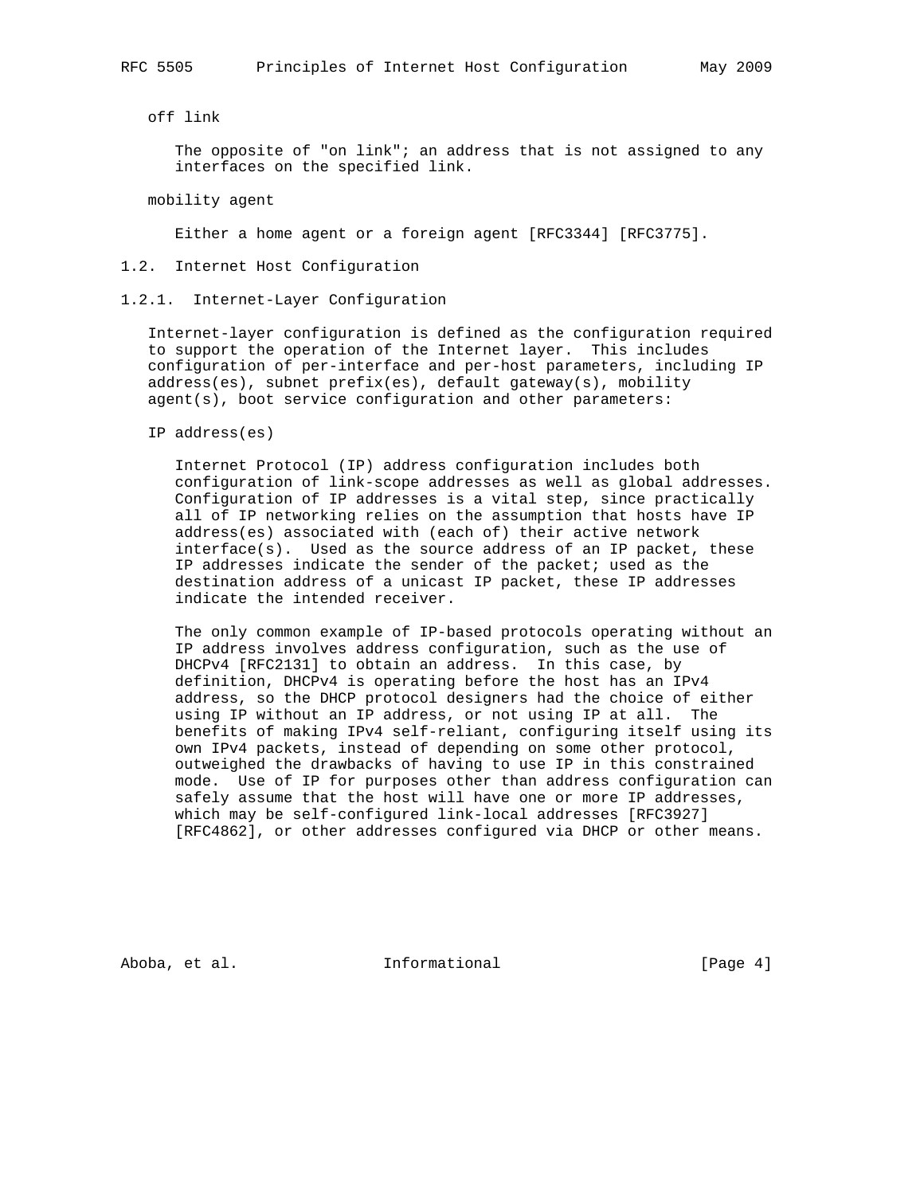off link

The opposite of "on link"; an address that is not assigned to any interfaces on the specified link.

mobility agent

Either a home agent or a foreign agent [RFC3344] [RFC3775].

## 1.2. Internet Host Configuration

### 1.2.1. Internet-Layer Configuration

Internet-layer configuration is defined as the configuration required to support the operation of the Internet layer. This includes configuration of per-interface and per-host parameters, including IP address(es), subnet prefix(es), default gateway(s), mobility agent(s), boot service configuration and other parameters:

IP address(es)

Internet Protocol (IP) address configuration includes both configuration of link-scope addresses as well as global addresses. Configuration of IP addresses is a vital step, since practically all of IP networking relies on the assumption that hosts have IP address(es) associated with (each of) their active network interface(s). Used as the source address of an IP packet, these IP addresses indicate the sender of the packet; used as the destination address of a unicast IP packet, these IP addresses indicate the intended receiver.

The only common example of IP-based protocols operating without an IP address involves address configuration, such as the use of DHCPv4 [RFC2131] to obtain an address. In this case, by definition, DHCPv4 is operating before the host has an IPv4 address, so the DHCP protocol designers had the choice of either using IP without an IP address, or not using IP at all. The benefits of making IPv4 self-reliant, configuring itself using its own IPv4 packets, instead of depending on some other protocol, outweighed the drawbacks of having to use IP in this constrained mode. Use of IP for purposes other than address configuration can safely assume that the host will have one or more IP addresses, which may be self-configured link-local addresses [RFC3927] [RFC4862], or other addresses configured via DHCP or other means.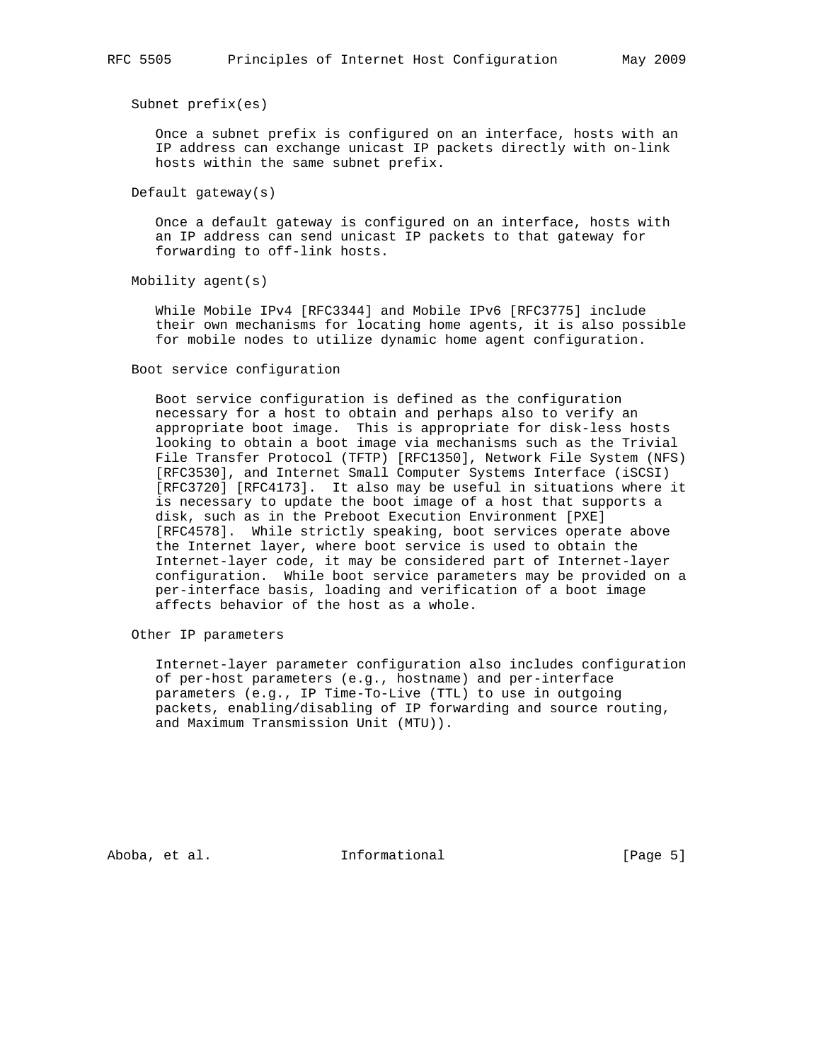Subnet prefix(es)

Once a subnet prefix is configured on an interface, hosts with an IP address can exchange unicast IP packets directly with on-link hosts within the same subnet prefix.

Default gateway(s)

Once a default gateway is configured on an interface, hosts with an IP address can send unicast IP packets to that gateway for forwarding to off-link hosts.

Mobility agent(s)

While Mobile IPv4 [RFC3344] and Mobile IPv6 [RFC3775] include their own mechanisms for locating home agents, it is also possible for mobile nodes to utilize dynamic home agent configuration.

Boot service configuration

Boot service configuration is defined as the configuration necessary for a host to obtain and perhaps also to verify an appropriate boot image. This is appropriate for disk-less hosts looking to obtain a boot image via mechanisms such as the Trivial File Transfer Protocol (TFTP) [RFC1350], Network File System (NFS) [RFC3530], and Internet Small Computer Systems Interface (iSCSI) [RFC3720] [RFC4173]. It also may be useful in situations where it is necessary to update the boot image of a host that supports a disk, such as in the Preboot Execution Environment [PXE] [RFC4578]. While strictly speaking, boot services operate above the Internet layer, where boot service is used to obtain the Internet-layer code, it may be considered part of Internet-layer configuration. While boot service parameters may be provided on a per-interface basis, loading and verification of a boot image affects behavior of the host as a whole.

Other IP parameters

Internet-layer parameter configuration also includes configuration of per-host parameters (e.g., hostname) and per-interface parameters (e.g., IP Time-To-Live (TTL) to use in outgoing packets, enabling/disabling of IP forwarding and source routing, and Maximum Transmission Unit (MTU)).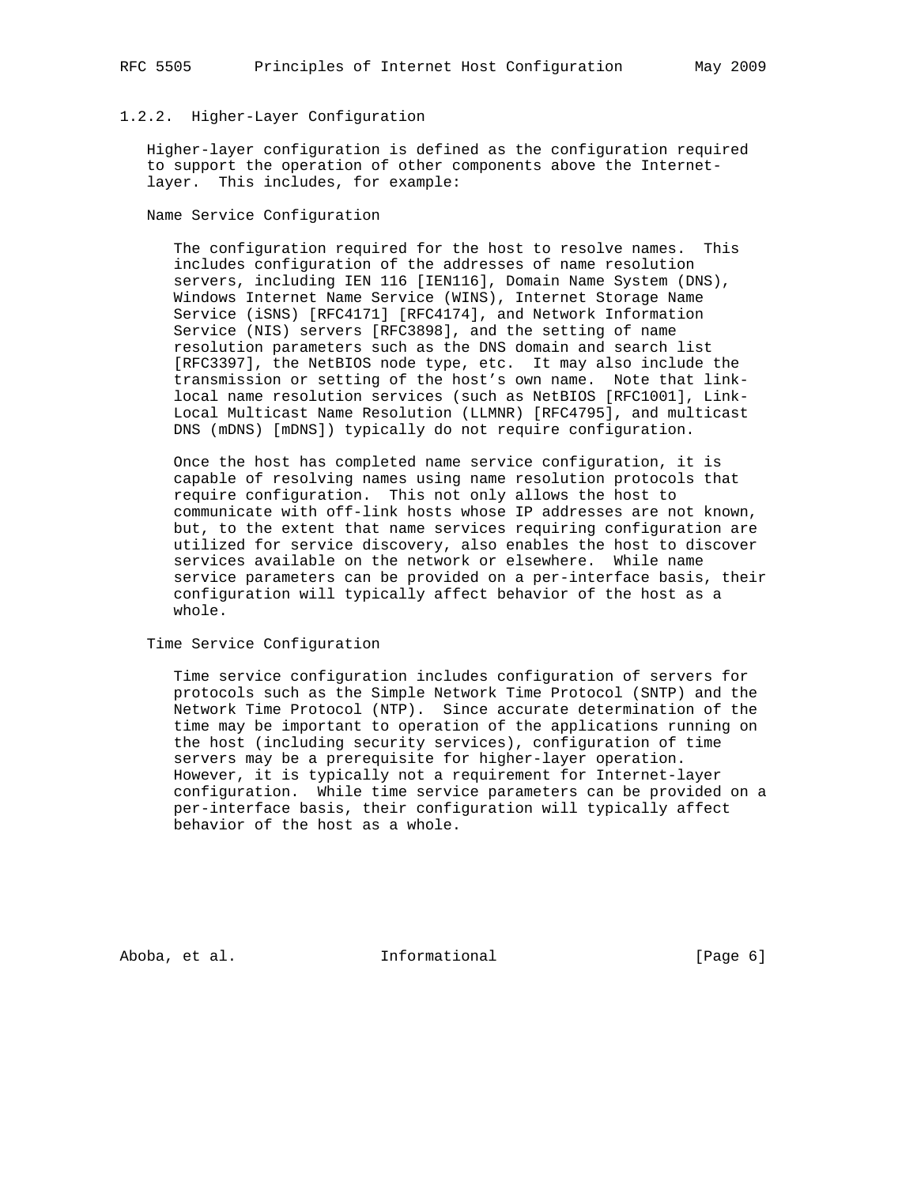### 1.2.2. Higher-Layer Configuration

Higher-layer configuration is defined as the configuration required to support the operation of other components above the Internet-layer. This includes, for example:

Name Service Configuration

The configuration required for the host to resolve names. This includes configuration of the addresses of name resolution servers, including IEN 116 [IEN116], Domain Name System (DNS), Windows Internet Name Service (WINS), Internet Storage Name Service (iSNS) [RFC4171] [RFC4174], and Network Information Service (NIS) servers [RFC3898], and the setting of name resolution parameters such as the DNS domain and search list [RFC3397], the NetBIOS node type, etc. It may also include the transmission or setting of the host's own name. Note that link-local name resolution services (such as NetBIOS [RFC1001], Link-Local Multicast Name Resolution (LLMNR) [RFC4795], and multicast DNS (mDNS) [mDNS]) typically do not require configuration.

Once the host has completed name service configuration, it is capable of resolving names using name resolution protocols that require configuration. This not only allows the host to communicate with off-link hosts whose IP addresses are not known, but, to the extent that name services requiring configuration are utilized for service discovery, also enables the host to discover services available on the network or elsewhere. While name service parameters can be provided on a per-interface basis, their configuration will typically affect behavior of the host as a whole.

Time Service Configuration

Time service configuration includes configuration of servers for protocols such as the Simple Network Time Protocol (SNTP) and the Network Time Protocol (NTP). Since accurate determination of the time may be important to operation of the applications running on the host (including security services), configuration of time servers may be a prerequisite for higher-layer operation. However, it is typically not a requirement for Internet-layer configuration. While time service parameters can be provided on a per-interface basis, their configuration will typically affect behavior of the host as a whole.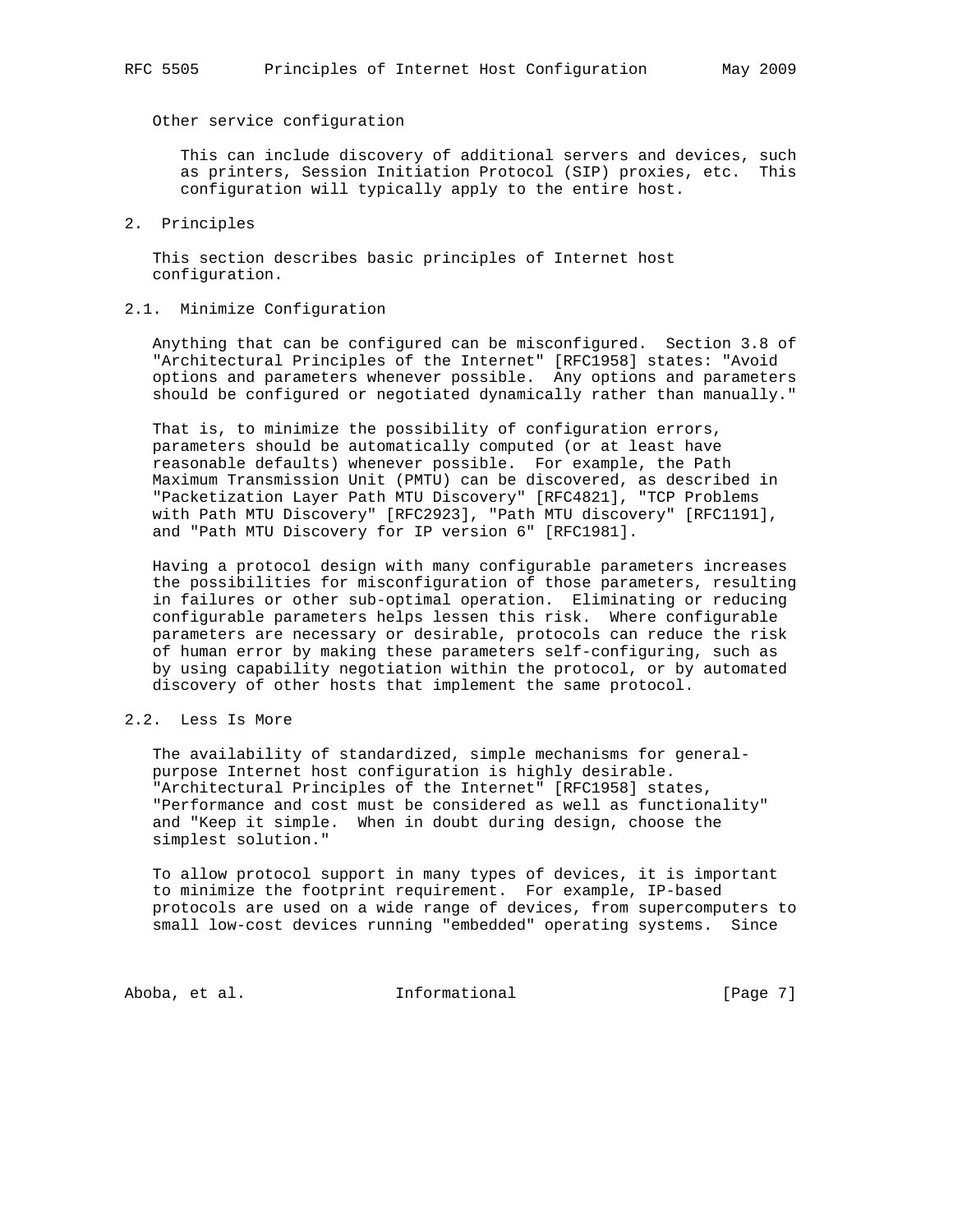Other service configuration

This can include discovery of additional servers and devices, such as printers, Session Initiation Protocol (SIP) proxies, etc. This configuration will typically apply to the entire host.

## 2. Principles

This section describes basic principles of Internet host configuration.

### 2.1. Minimize Configuration

Anything that can be configured can be misconfigured. Section 3.8 of "Architectural Principles of the Internet" [RFC1958] states: "Avoid options and parameters whenever possible. Any options and parameters should be configured or negotiated dynamically rather than manually."

That is, to minimize the possibility of configuration errors, parameters should be automatically computed (or at least have reasonable defaults) whenever possible. For example, the Path Maximum Transmission Unit (PMTU) can be discovered, as described in "Packetization Layer Path MTU Discovery" [RFC4821], "TCP Problems with Path MTU Discovery" [RFC2923], "Path MTU discovery" [RFC1191], and "Path MTU Discovery for IP version 6" [RFC1981].

Having a protocol design with many configurable parameters increases the possibilities for misconfiguration of those parameters, resulting in failures or other sub-optimal operation. Eliminating or reducing configurable parameters helps lessen this risk. Where configurable parameters are necessary or desirable, protocols can reduce the risk of human error by making these parameters self-configuring, such as by using capability negotiation within the protocol, or by automated discovery of other hosts that implement the same protocol.

### 2.2. Less Is More

The availability of standardized, simple mechanisms for general-purpose Internet host configuration is highly desirable. "Architectural Principles of the Internet" [RFC1958] states, "Performance and cost must be considered as well as functionality" and "Keep it simple. When in doubt during design, choose the simplest solution."

To allow protocol support in many types of devices, it is important to minimize the footprint requirement. For example, IP-based protocols are used on a wide range of devices, from supercomputers to small low-cost devices running "embedded" operating systems. Since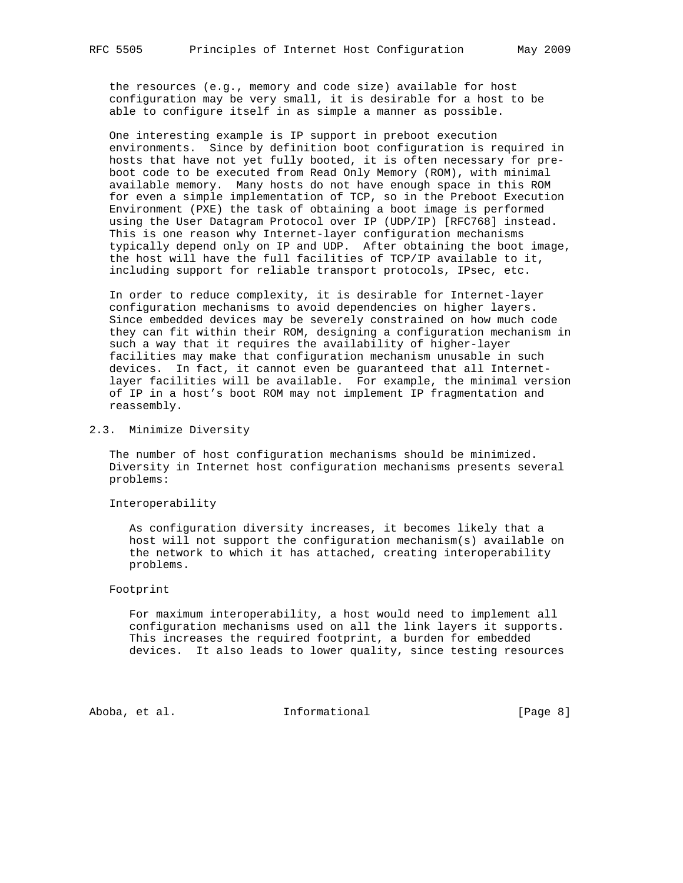the resources (e.g., memory and code size) available for host configuration may be very small, it is desirable for a host to be able to configure itself in as simple a manner as possible.

One interesting example is IP support in preboot execution environments. Since by definition boot configuration is required in hosts that have not yet fully booted, it is often necessary for pre-boot code to be executed from Read Only Memory (ROM), with minimal available memory. Many hosts do not have enough space in this ROM for even a simple implementation of TCP, so in the Preboot Execution Environment (PXE) the task of obtaining a boot image is performed using the User Datagram Protocol over IP (UDP/IP) [RFC768] instead. This is one reason why Internet-layer configuration mechanisms typically depend only on IP and UDP. After obtaining the boot image, the host will have the full facilities of TCP/IP available to it, including support for reliable transport protocols, IPsec, etc.

In order to reduce complexity, it is desirable for Internet-layer configuration mechanisms to avoid dependencies on higher layers. Since embedded devices may be severely constrained on how much code they can fit within their ROM, designing a configuration mechanism in such a way that it requires the availability of higher-layer facilities may make that configuration mechanism unusable in such devices. In fact, it cannot even be guaranteed that all Internet-layer facilities will be available. For example, the minimal version of IP in a host's boot ROM may not implement IP fragmentation and reassembly.

## 2.3. Minimize Diversity

The number of host configuration mechanisms should be minimized. Diversity in Internet host configuration mechanisms presents several problems:

Interoperability

As configuration diversity increases, it becomes likely that a host will not support the configuration mechanism(s) available on the network to which it has attached, creating interoperability problems.

Footprint

For maximum interoperability, a host would need to implement all configuration mechanisms used on all the link layers it supports. This increases the required footprint, a burden for embedded devices. It also leads to lower quality, since testing resources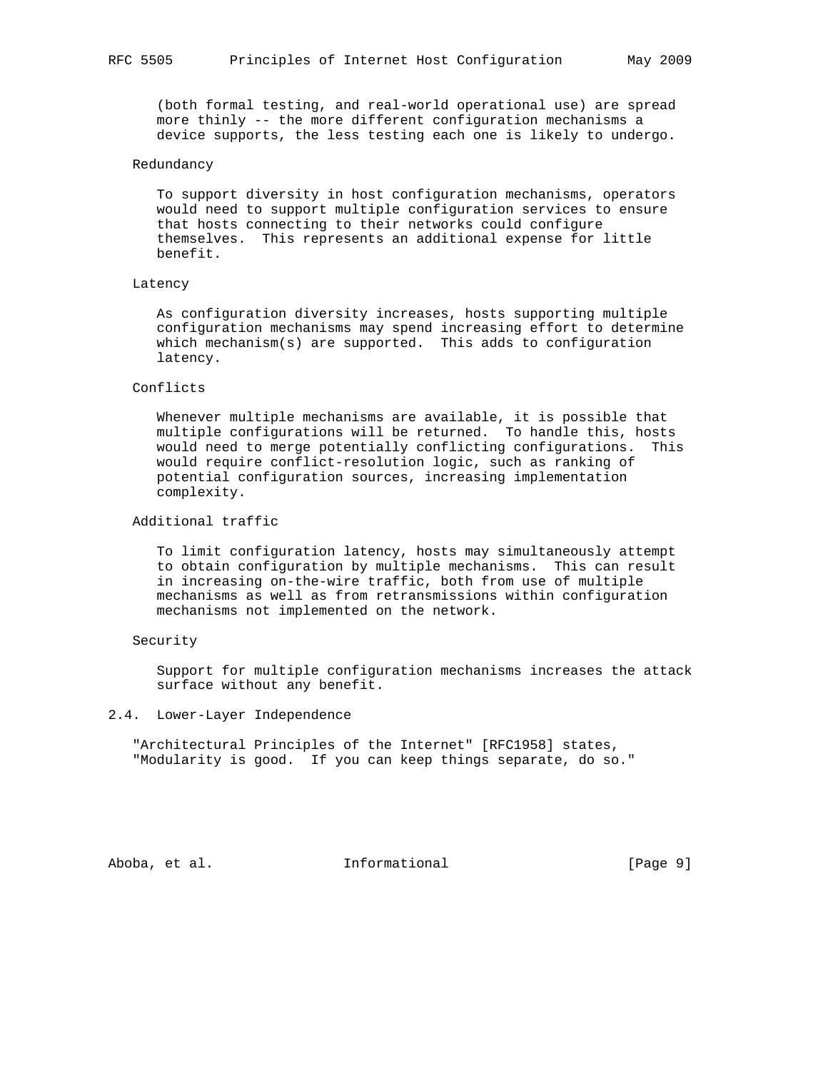(both formal testing, and real-world operational use) are spread more thinly -- the more different configuration mechanisms a device supports, the less testing each one is likely to undergo.

Redundancy

To support diversity in host configuration mechanisms, operators would need to support multiple configuration services to ensure that hosts connecting to their networks could configure themselves. This represents an additional expense for little benefit.

Latency

As configuration diversity increases, hosts supporting multiple configuration mechanisms may spend increasing effort to determine which mechanism(s) are supported. This adds to configuration latency.

Conflicts

Whenever multiple mechanisms are available, it is possible that multiple configurations will be returned. To handle this, hosts would need to merge potentially conflicting configurations. This would require conflict-resolution logic, such as ranking of potential configuration sources, increasing implementation complexity.

Additional traffic

To limit configuration latency, hosts may simultaneously attempt to obtain configuration by multiple mechanisms. This can result in increasing on-the-wire traffic, both from use of multiple mechanisms as well as from retransmissions within configuration mechanisms not implemented on the network.

Security

Support for multiple configuration mechanisms increases the attack surface without any benefit.

## 2.4. Lower-Layer Independence

"Architectural Principles of the Internet" [RFC1958] states, "Modularity is good. If you can keep things separate, do so."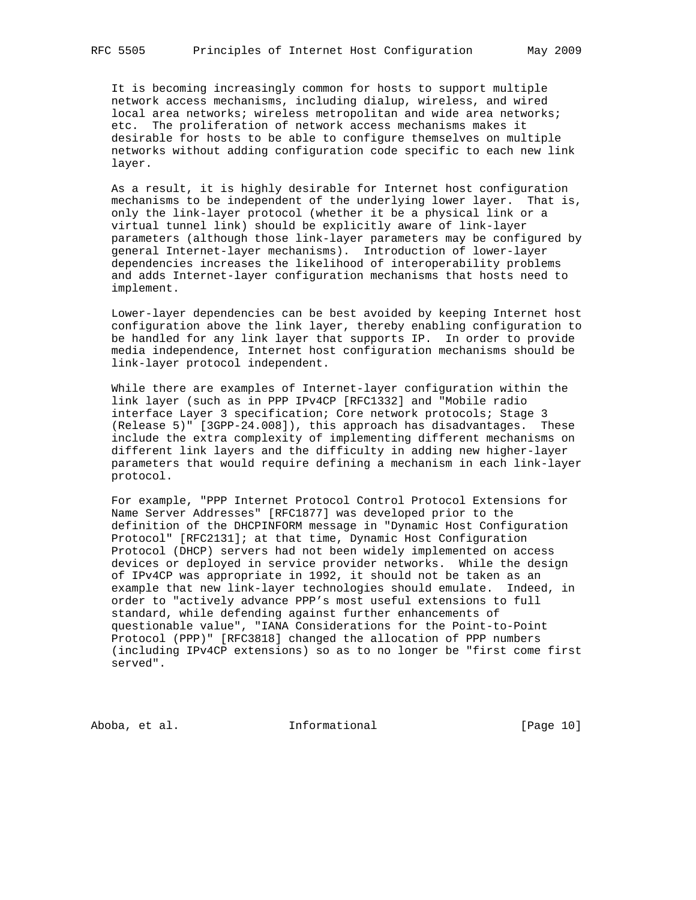It is becoming increasingly common for hosts to support multiple network access mechanisms, including dialup, wireless, and wired local area networks; wireless metropolitan and wide area networks; etc. The proliferation of network access mechanisms makes it desirable for hosts to be able to configure themselves on multiple networks without adding configuration code specific to each new link layer.

As a result, it is highly desirable for Internet host configuration mechanisms to be independent of the underlying lower layer. That is, only the link-layer protocol (whether it be a physical link or a virtual tunnel link) should be explicitly aware of link-layer parameters (although those link-layer parameters may be configured by general Internet-layer mechanisms). Introduction of lower-layer dependencies increases the likelihood of interoperability problems and adds Internet-layer configuration mechanisms that hosts need to implement.

Lower-layer dependencies can be best avoided by keeping Internet host configuration above the link layer, thereby enabling configuration to be handled for any link layer that supports IP. In order to provide media independence, Internet host configuration mechanisms should be link-layer protocol independent.

While there are examples of Internet-layer configuration within the link layer (such as in PPP IPv4CP [RFC1332] and "Mobile radio interface Layer 3 specification; Core network protocols; Stage 3 (Release 5)" [3GPP-24.008]), this approach has disadvantages. These include the extra complexity of implementing different mechanisms on different link layers and the difficulty in adding new higher-layer parameters that would require defining a mechanism in each link-layer protocol.

For example, "PPP Internet Protocol Control Protocol Extensions for Name Server Addresses" [RFC1877] was developed prior to the definition of the DHCPINFORM message in "Dynamic Host Configuration Protocol" [RFC2131]; at that time, Dynamic Host Configuration Protocol (DHCP) servers had not been widely implemented on access devices or deployed in service provider networks. While the design of IPv4CP was appropriate in 1992, it should not be taken as an example that new link-layer technologies should emulate. Indeed, in order to "actively advance PPP's most useful extensions to full standard, while defending against further enhancements of questionable value", "IANA Considerations for the Point-to-Point Protocol (PPP)" [RFC3818] changed the allocation of PPP numbers (including IPv4CP extensions) so as to no longer be "first come first served".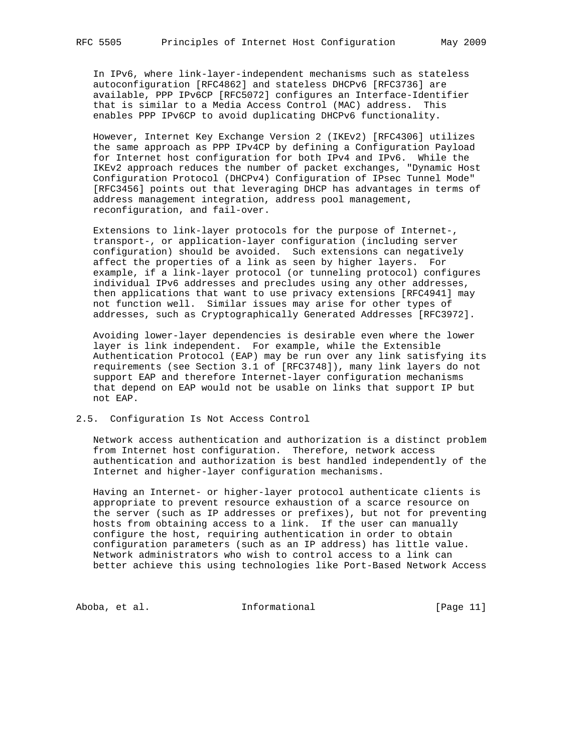In IPv6, where link-layer-independent mechanisms such as stateless autoconfiguration [RFC4862] and stateless DHCPv6 [RFC3736] are available, PPP IPv6CP [RFC5072] configures an Interface-Identifier that is similar to a Media Access Control (MAC) address. This enables PPP IPv6CP to avoid duplicating DHCPv6 functionality.

However, Internet Key Exchange Version 2 (IKEv2) [RFC4306] utilizes the same approach as PPP IPv4CP by defining a Configuration Payload for Internet host configuration for both IPv4 and IPv6. While the IKEv2 approach reduces the number of packet exchanges, "Dynamic Host Configuration Protocol (DHCPv4) Configuration of IPsec Tunnel Mode" [RFC3456] points out that leveraging DHCP has advantages in terms of address management integration, address pool management, reconfiguration, and fail-over.

Extensions to link-layer protocols for the purpose of Internet-, transport-, or application-layer configuration (including server configuration) should be avoided. Such extensions can negatively affect the properties of a link as seen by higher layers. For example, if a link-layer protocol (or tunneling protocol) configures individual IPv6 addresses and precludes using any other addresses, then applications that want to use privacy extensions [RFC4941] may not function well. Similar issues may arise for other types of addresses, such as Cryptographically Generated Addresses [RFC3972].

Avoiding lower-layer dependencies is desirable even where the lower layer is link independent. For example, while the Extensible Authentication Protocol (EAP) may be run over any link satisfying its requirements (see Section 3.1 of [RFC3748]), many link layers do not support EAP and therefore Internet-layer configuration mechanisms that depend on EAP would not be usable on links that support IP but not EAP.

## 2.5. Configuration Is Not Access Control

Network access authentication and authorization is a distinct problem from Internet host configuration. Therefore, network access authentication and authorization is best handled independently of the Internet and higher-layer configuration mechanisms.

Having an Internet- or higher-layer protocol authenticate clients is appropriate to prevent resource exhaustion of a scarce resource on the server (such as IP addresses or prefixes), but not for preventing hosts from obtaining access to a link. If the user can manually configure the host, requiring authentication in order to obtain configuration parameters (such as an IP address) has little value. Network administrators who wish to control access to a link can better achieve this using technologies like Port-Based Network Access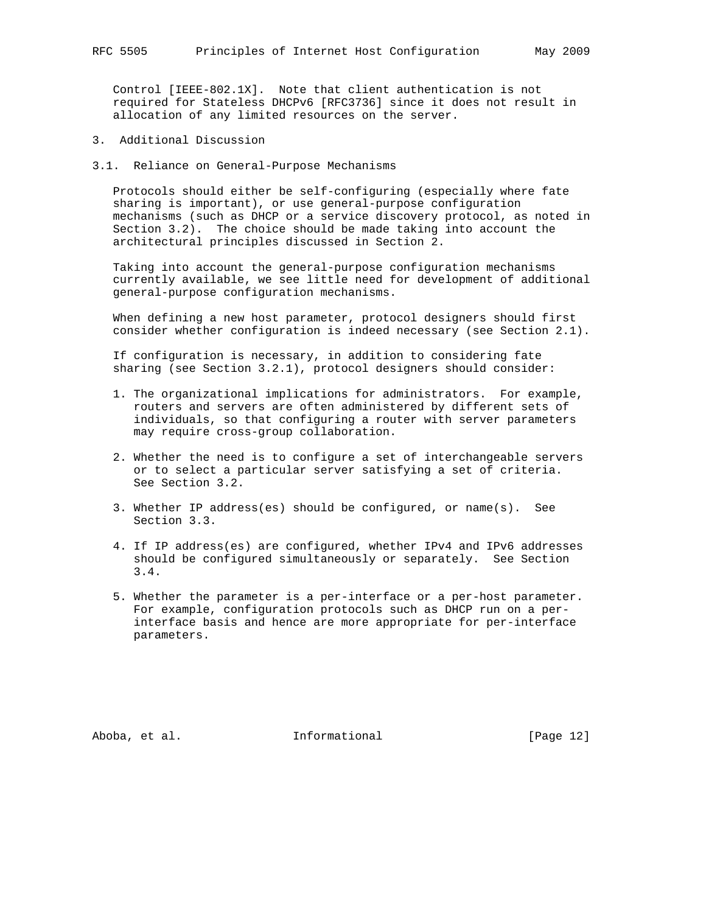Control [IEEE-802.1X]. Note that client authentication is not required for Stateless DHCPv6 [RFC3736] since it does not result in allocation of any limited resources on the server.

## 3. Additional Discussion

### 3.1. Reliance on General-Purpose Mechanisms

Protocols should either be self-configuring (especially where fate sharing is important), or use general-purpose configuration mechanisms (such as DHCP or a service discovery protocol, as noted in Section 3.2). The choice should be made taking into account the architectural principles discussed in Section 2.

Taking into account the general-purpose configuration mechanisms currently available, we see little need for development of additional general-purpose configuration mechanisms.

When defining a new host parameter, protocol designers should first consider whether configuration is indeed necessary (see Section 2.1).

If configuration is necessary, in addition to considering fate sharing (see Section 3.2.1), protocol designers should consider:

1. The organizational implications for administrators. For example, routers and servers are often administered by different sets of individuals, so that configuring a router with server parameters may require cross-group collaboration.

2. Whether the need is to configure a set of interchangeable servers or to select a particular server satisfying a set of criteria. See Section 3.2.

3. Whether IP address(es) should be configured, or name(s). See Section 3.3.

4. If IP address(es) are configured, whether IPv4 and IPv6 addresses should be configured simultaneously or separately. See Section 3.4.

5. Whether the parameter is a per-interface or a per-host parameter. For example, configuration protocols such as DHCP run on a per-interface basis and hence are more appropriate for per-interface parameters.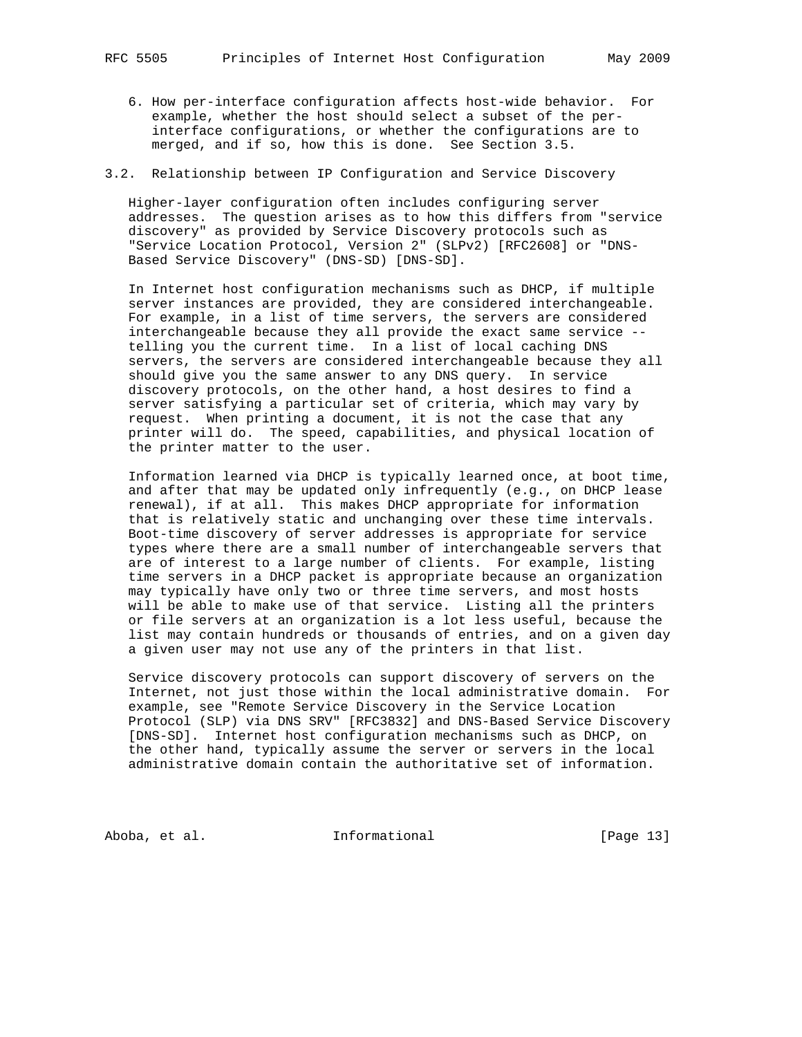6. How per-interface configuration affects host-wide behavior. For example, whether the host should select a subset of the per-interface configurations, or whether the configurations are to merged, and if so, how this is done. See Section 3.5.

### 3.2. Relationship between IP Configuration and Service Discovery

Higher-layer configuration often includes configuring server addresses. The question arises as to how this differs from "service discovery" as provided by Service Discovery protocols such as "Service Location Protocol, Version 2" (SLPv2) [RFC2608] or "DNS-Based Service Discovery" (DNS-SD) [DNS-SD].

In Internet host configuration mechanisms such as DHCP, if multiple server instances are provided, they are considered interchangeable. For example, in a list of time servers, the servers are considered interchangeable because they all provide the exact same service -- telling you the current time. In a list of local caching DNS servers, the servers are considered interchangeable because they all should give you the same answer to any DNS query. In service discovery protocols, on the other hand, a host desires to find a server satisfying a particular set of criteria, which may vary by request. When printing a document, it is not the case that any printer will do. The speed, capabilities, and physical location of the printer matter to the user.

Information learned via DHCP is typically learned once, at boot time, and after that may be updated only infrequently (e.g., on DHCP lease renewal), if at all. This makes DHCP appropriate for information that is relatively static and unchanging over these time intervals. Boot-time discovery of server addresses is appropriate for service types where there are a small number of interchangeable servers that are of interest to a large number of clients. For example, listing time servers in a DHCP packet is appropriate because an organization may typically have only two or three time servers, and most hosts will be able to make use of that service. Listing all the printers or file servers at an organization is a lot less useful, because the list may contain hundreds or thousands of entries, and on a given day a given user may not use any of the printers in that list.

Service discovery protocols can support discovery of servers on the Internet, not just those within the local administrative domain. For example, see "Remote Service Discovery in the Service Location Protocol (SLP) via DNS SRV" [RFC3832] and DNS-Based Service Discovery [DNS-SD]. Internet host configuration mechanisms such as DHCP, on the other hand, typically assume the server or servers in the local administrative domain contain the authoritative set of information.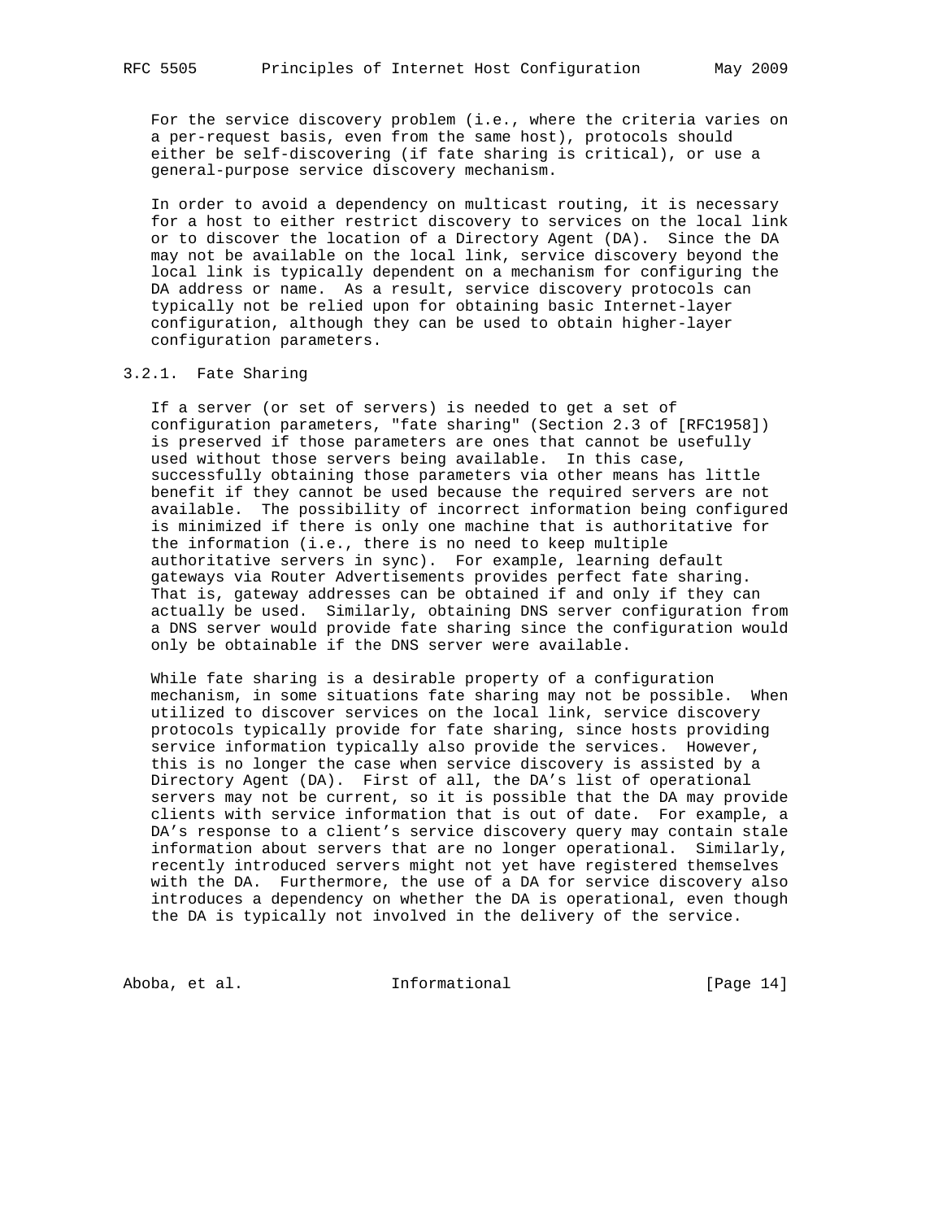For the service discovery problem (i.e., where the criteria varies on a per-request basis, even from the same host), protocols should either be self-discovering (if fate sharing is critical), or use a general-purpose service discovery mechanism.

In order to avoid a dependency on multicast routing, it is necessary for a host to either restrict discovery to services on the local link or to discover the location of a Directory Agent (DA). Since the DA may not be available on the local link, service discovery beyond the local link is typically dependent on a mechanism for configuring the DA address or name. As a result, service discovery protocols can typically not be relied upon for obtaining basic Internet-layer configuration, although they can be used to obtain higher-layer configuration parameters.

### 3.2.1. Fate Sharing

If a server (or set of servers) is needed to get a set of configuration parameters, "fate sharing" (Section 2.3 of [RFC1958]) is preserved if those parameters are ones that cannot be usefully used without those servers being available. In this case, successfully obtaining those parameters via other means has little benefit if they cannot be used because the required servers are not available. The possibility of incorrect information being configured is minimized if there is only one machine that is authoritative for the information (i.e., there is no need to keep multiple authoritative servers in sync). For example, learning default gateways via Router Advertisements provides perfect fate sharing. That is, gateway addresses can be obtained if and only if they can actually be used. Similarly, obtaining DNS server configuration from a DNS server would provide fate sharing since the configuration would only be obtainable if the DNS server were available.

While fate sharing is a desirable property of a configuration mechanism, in some situations fate sharing may not be possible. When utilized to discover services on the local link, service discovery protocols typically provide for fate sharing, since hosts providing service information typically also provide the services. However, this is no longer the case when service discovery is assisted by a Directory Agent (DA). First of all, the DA's list of operational servers may not be current, so it is possible that the DA may provide clients with service information that is out of date. For example, a DA's response to a client's service discovery query may contain stale information about servers that are no longer operational. Similarly, recently introduced servers might not yet have registered themselves with the DA. Furthermore, the use of a DA for service discovery also introduces a dependency on whether the DA is operational, even though the DA is typically not involved in the delivery of the service.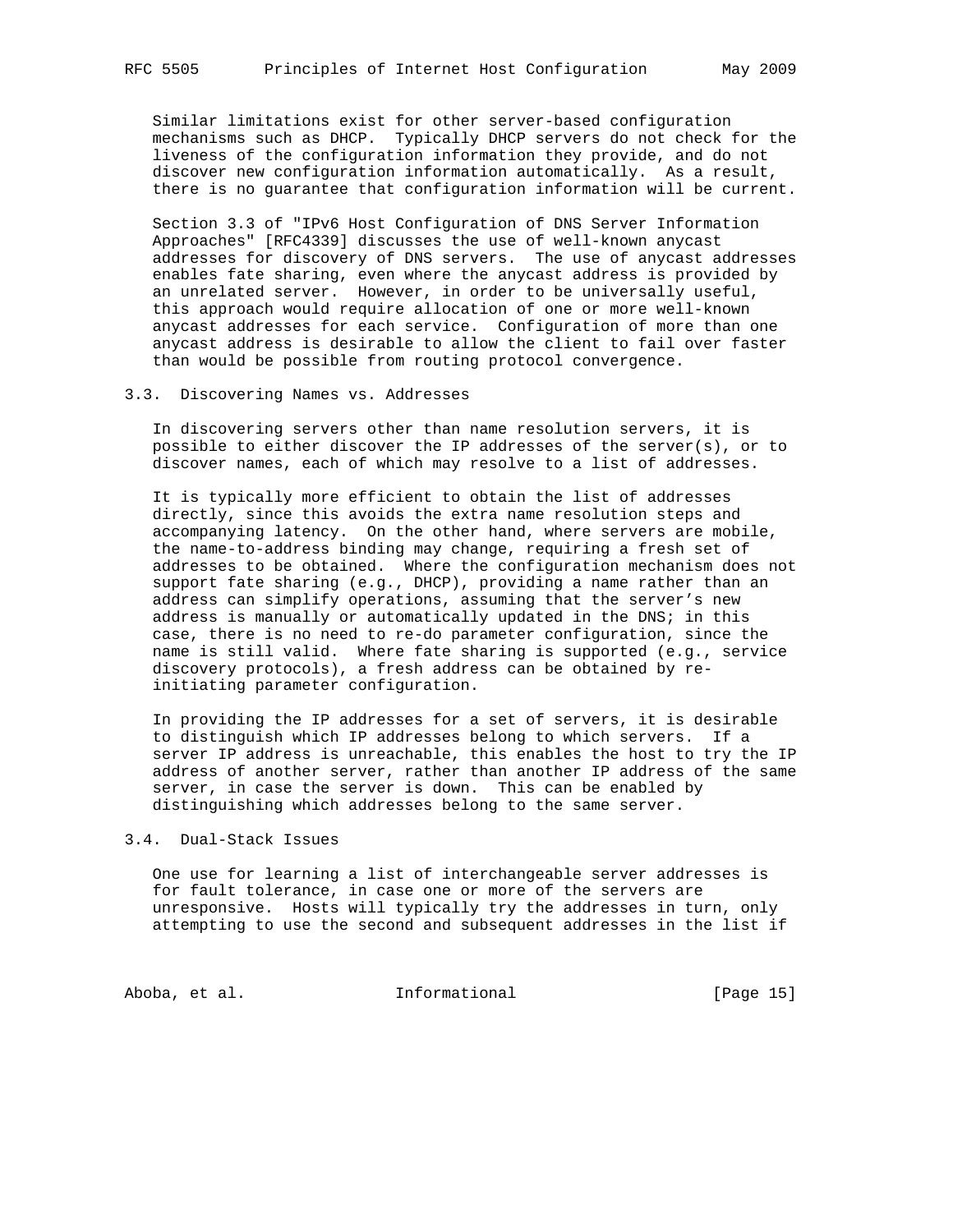Similar limitations exist for other server-based configuration mechanisms such as DHCP. Typically DHCP servers do not check for the liveness of the configuration information they provide, and do not discover new configuration information automatically. As a result, there is no guarantee that configuration information will be current.

Section 3.3 of "IPv6 Host Configuration of DNS Server Information Approaches" [RFC4339] discusses the use of well-known anycast addresses for discovery of DNS servers. The use of anycast addresses enables fate sharing, even where the anycast address is provided by an unrelated server. However, in order to be universally useful, this approach would require allocation of one or more well-known anycast addresses for each service. Configuration of more than one anycast address is desirable to allow the client to fail over faster than would be possible from routing protocol convergence.

### 3.3. Discovering Names vs. Addresses

In discovering servers other than name resolution servers, it is possible to either discover the IP addresses of the server(s), or to discover names, each of which may resolve to a list of addresses.

It is typically more efficient to obtain the list of addresses directly, since this avoids the extra name resolution steps and accompanying latency. On the other hand, where servers are mobile, the name-to-address binding may change, requiring a fresh set of addresses to be obtained. Where the configuration mechanism does not support fate sharing (e.g., DHCP), providing a name rather than an address can simplify operations, assuming that the server's new address is manually or automatically updated in the DNS; in this case, there is no need to re-do parameter configuration, since the name is still valid. Where fate sharing is supported (e.g., service discovery protocols), a fresh address can be obtained by re-initiating parameter configuration.

In providing the IP addresses for a set of servers, it is desirable to distinguish which IP addresses belong to which servers. If a server IP address is unreachable, this enables the host to try the IP address of another server, rather than another IP address of the same server, in case the server is down. This can be enabled by distinguishing which addresses belong to the same server.

### 3.4. Dual-Stack Issues

One use for learning a list of interchangeable server addresses is for fault tolerance, in case one or more of the servers are unresponsive. Hosts will typically try the addresses in turn, only attempting to use the second and subsequent addresses in the list if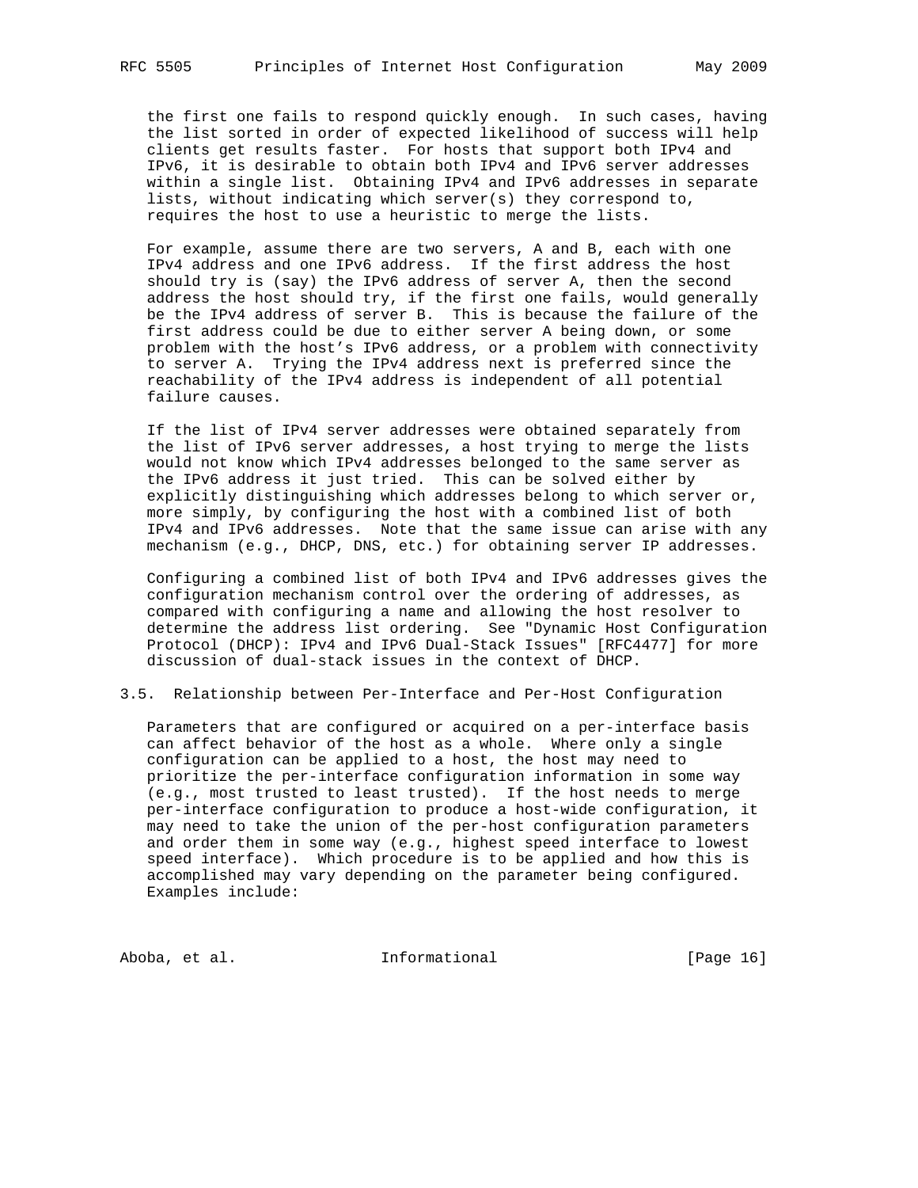the first one fails to respond quickly enough. In such cases, having the list sorted in order of expected likelihood of success will help clients get results faster. For hosts that support both IPv4 and IPv6, it is desirable to obtain both IPv4 and IPv6 server addresses within a single list. Obtaining IPv4 and IPv6 addresses in separate lists, without indicating which server(s) they correspond to, requires the host to use a heuristic to merge the lists.

For example, assume there are two servers, A and B, each with one IPv4 address and one IPv6 address. If the first address the host should try is (say) the IPv6 address of server A, then the second address the host should try, if the first one fails, would generally be the IPv4 address of server B. This is because the failure of the first address could be due to either server A being down, or some problem with the host's IPv6 address, or a problem with connectivity to server A. Trying the IPv4 address next is preferred since the reachability of the IPv4 address is independent of all potential failure causes.

If the list of IPv4 server addresses were obtained separately from the list of IPv6 server addresses, a host trying to merge the lists would not know which IPv4 addresses belonged to the same server as the IPv6 address it just tried. This can be solved either by explicitly distinguishing which addresses belong to which server or, more simply, by configuring the host with a combined list of both IPv4 and IPv6 addresses. Note that the same issue can arise with any mechanism (e.g., DHCP, DNS, etc.) for obtaining server IP addresses.

Configuring a combined list of both IPv4 and IPv6 addresses gives the configuration mechanism control over the ordering of addresses, as compared with configuring a name and allowing the host resolver to determine the address list ordering. See "Dynamic Host Configuration Protocol (DHCP): IPv4 and IPv6 Dual-Stack Issues" [RFC4477] for more discussion of dual-stack issues in the context of DHCP.

### 3.5. Relationship between Per-Interface and Per-Host Configuration

Parameters that are configured or acquired on a per-interface basis can affect behavior of the host as a whole. Where only a single configuration can be applied to a host, the host may need to prioritize the per-interface configuration information in some way (e.g., most trusted to least trusted). If the host needs to merge per-interface configuration to produce a host-wide configuration, it may need to take the union of the per-host configuration parameters and order them in some way (e.g., highest speed interface to lowest speed interface). Which procedure is to be applied and how this is accomplished may vary depending on the parameter being configured. Examples include: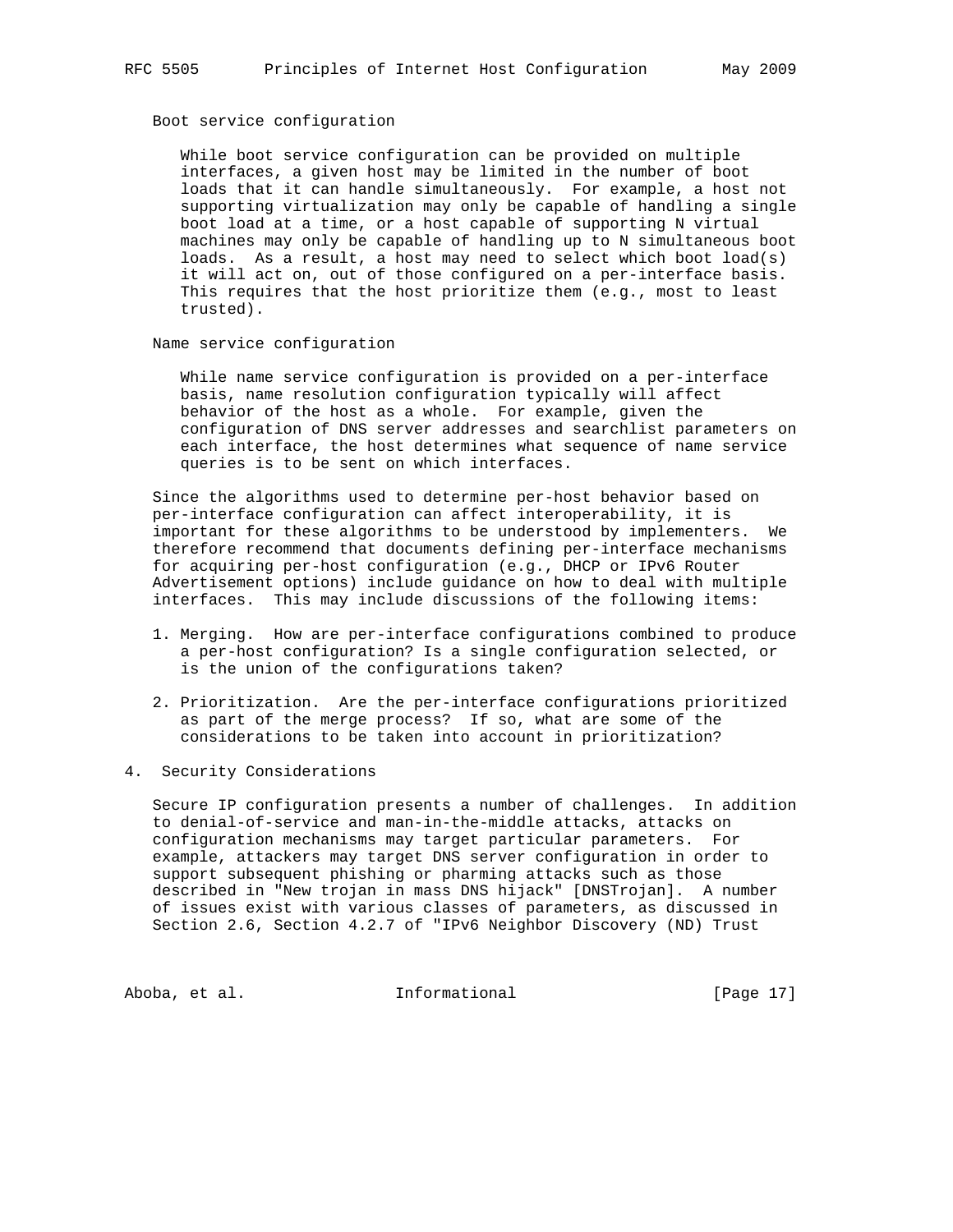Boot service configuration

While boot service configuration can be provided on multiple interfaces, a given host may be limited in the number of boot loads that it can handle simultaneously. For example, a host not supporting virtualization may only be capable of handling a single boot load at a time, or a host capable of supporting N virtual machines may only be capable of handling up to N simultaneous boot loads. As a result, a host may need to select which boot load(s) it will act on, out of those configured on a per-interface basis. This requires that the host prioritize them (e.g., most to least trusted).

Name service configuration

While name service configuration is provided on a per-interface basis, name resolution configuration typically will affect behavior of the host as a whole. For example, given the configuration of DNS server addresses and searchlist parameters on each interface, the host determines what sequence of name service queries is to be sent on which interfaces.

Since the algorithms used to determine per-host behavior based on per-interface configuration can affect interoperability, it is important for these algorithms to be understood by implementers. We therefore recommend that documents defining per-interface mechanisms for acquiring per-host configuration (e.g., DHCP or IPv6 Router Advertisement options) include guidance on how to deal with multiple interfaces. This may include discussions of the following items:

1. Merging. How are per-interface configurations combined to produce a per-host configuration? Is a single configuration selected, or is the union of the configurations taken?

2. Prioritization. Are the per-interface configurations prioritized as part of the merge process? If so, what are some of the considerations to be taken into account in prioritization?

## 4. Security Considerations

Secure IP configuration presents a number of challenges. In addition to denial-of-service and man-in-the-middle attacks, attacks on configuration mechanisms may target particular parameters. For example, attackers may target DNS server configuration in order to support subsequent phishing or pharming attacks such as those described in "New trojan in mass DNS hijack" [DNSTrojan]. A number of issues exist with various classes of parameters, as discussed in Section 2.6, Section 4.2.7 of "IPv6 Neighbor Discovery (ND) Trust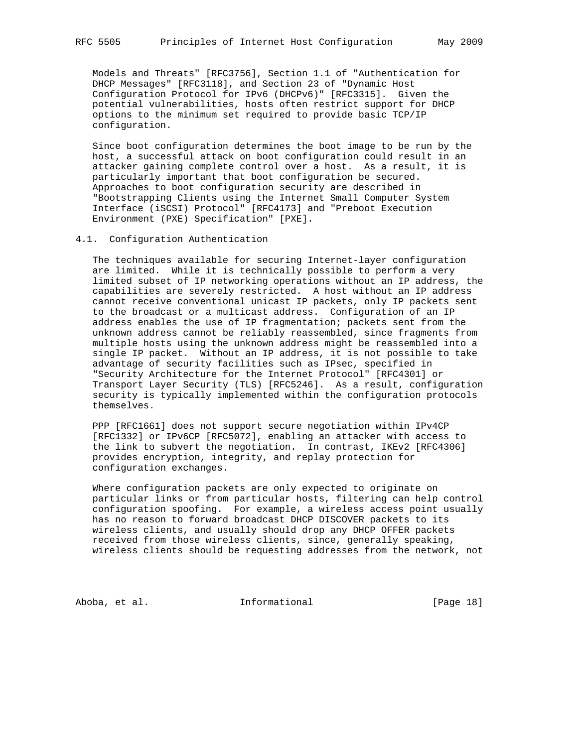Models and Threats" [RFC3756], Section 1.1 of "Authentication for DHCP Messages" [RFC3118], and Section 23 of "Dynamic Host Configuration Protocol for IPv6 (DHCPv6)" [RFC3315]. Given the potential vulnerabilities, hosts often restrict support for DHCP options to the minimum set required to provide basic TCP/IP configuration.

Since boot configuration determines the boot image to be run by the host, a successful attack on boot configuration could result in an attacker gaining complete control over a host. As a result, it is particularly important that boot configuration be secured. Approaches to boot configuration security are described in "Bootstrapping Clients using the Internet Small Computer System Interface (iSCSI) Protocol" [RFC4173] and "Preboot Execution Environment (PXE) Specification" [PXE].

### 4.1. Configuration Authentication

The techniques available for securing Internet-layer configuration are limited. While it is technically possible to perform a very limited subset of IP networking operations without an IP address, the capabilities are severely restricted. A host without an IP address cannot receive conventional unicast IP packets, only IP packets sent to the broadcast or a multicast address. Configuration of an IP address enables the use of IP fragmentation; packets sent from the unknown address cannot be reliably reassembled, since fragments from multiple hosts using the unknown address might be reassembled into a single IP packet. Without an IP address, it is not possible to take advantage of security facilities such as IPsec, specified in "Security Architecture for the Internet Protocol" [RFC4301] or Transport Layer Security (TLS) [RFC5246]. As a result, configuration security is typically implemented within the configuration protocols themselves.

PPP [RFC1661] does not support secure negotiation within IPv4CP [RFC1332] or IPv6CP [RFC5072], enabling an attacker with access to the link to subvert the negotiation. In contrast, IKEv2 [RFC4306] provides encryption, integrity, and replay protection for configuration exchanges.

Where configuration packets are only expected to originate on particular links or from particular hosts, filtering can help control configuration spoofing. For example, a wireless access point usually has no reason to forward broadcast DHCP DISCOVER packets to its wireless clients, and usually should drop any DHCP OFFER packets received from those wireless clients, since, generally speaking, wireless clients should be requesting addresses from the network, not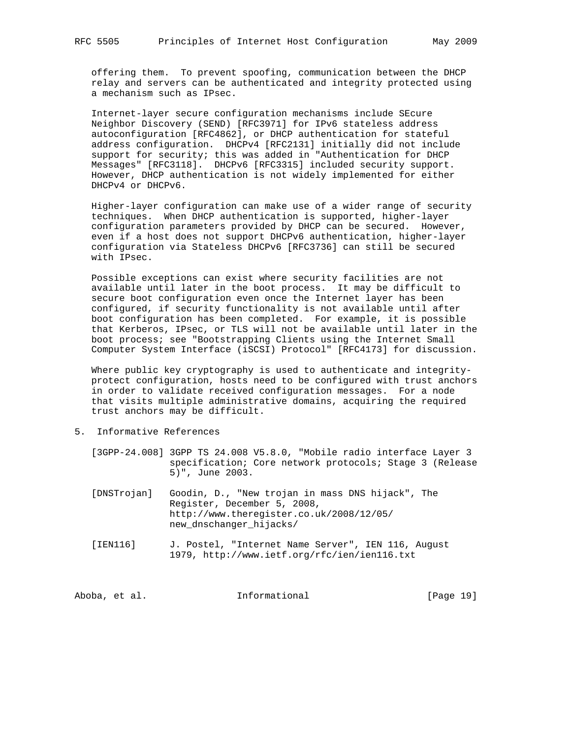offering them. To prevent spoofing, communication between the DHCP relay and servers can be authenticated and integrity protected using a mechanism such as IPsec.

Internet-layer secure configuration mechanisms include SEcure Neighbor Discovery (SEND) [RFC3971] for IPv6 stateless address autoconfiguration [RFC4862], or DHCP authentication for stateful address configuration. DHCPv4 [RFC2131] initially did not include support for security; this was added in "Authentication for DHCP Messages" [RFC3118]. DHCPv6 [RFC3315] included security support. However, DHCP authentication is not widely implemented for either DHCPv4 or DHCPv6.

Higher-layer configuration can make use of a wider range of security techniques. When DHCP authentication is supported, higher-layer configuration parameters provided by DHCP can be secured. However, even if a host does not support DHCPv6 authentication, higher-layer configuration via Stateless DHCPv6 [RFC3736] can still be secured with IPsec.

Possible exceptions can exist where security facilities are not available until later in the boot process. It may be difficult to secure boot configuration even once the Internet layer has been configured, if security functionality is not available until after boot configuration has been completed. For example, it is possible that Kerberos, IPsec, or TLS will not be available until later in the boot process; see "Bootstrapping Clients using the Internet Small Computer System Interface (iSCSI) Protocol" [RFC4173] for discussion.

Where public key cryptography is used to authenticate and integrity-protect configuration, hosts need to be configured with trust anchors in order to validate received configuration messages. For a node that visits multiple administrative domains, acquiring the required trust anchors may be difficult.

## 5. Informative References

[3GPP-24.008] 3GPP TS 24.008 V5.8.0, "Mobile radio interface Layer 3 specification; Core network protocols; Stage 3 (Release 5)", June 2003.

[DNSTrojan] Goodin, D., "New trojan in mass DNS hijack", The Register, December 5, 2008, http://www.theregister.co.uk/2008/12/05/new_dnschanger_hijacks/

[IEN116] J. Postel, "Internet Name Server", IEN 116, August 1979, http://www.ietf.org/rfc/ien/ien116.txt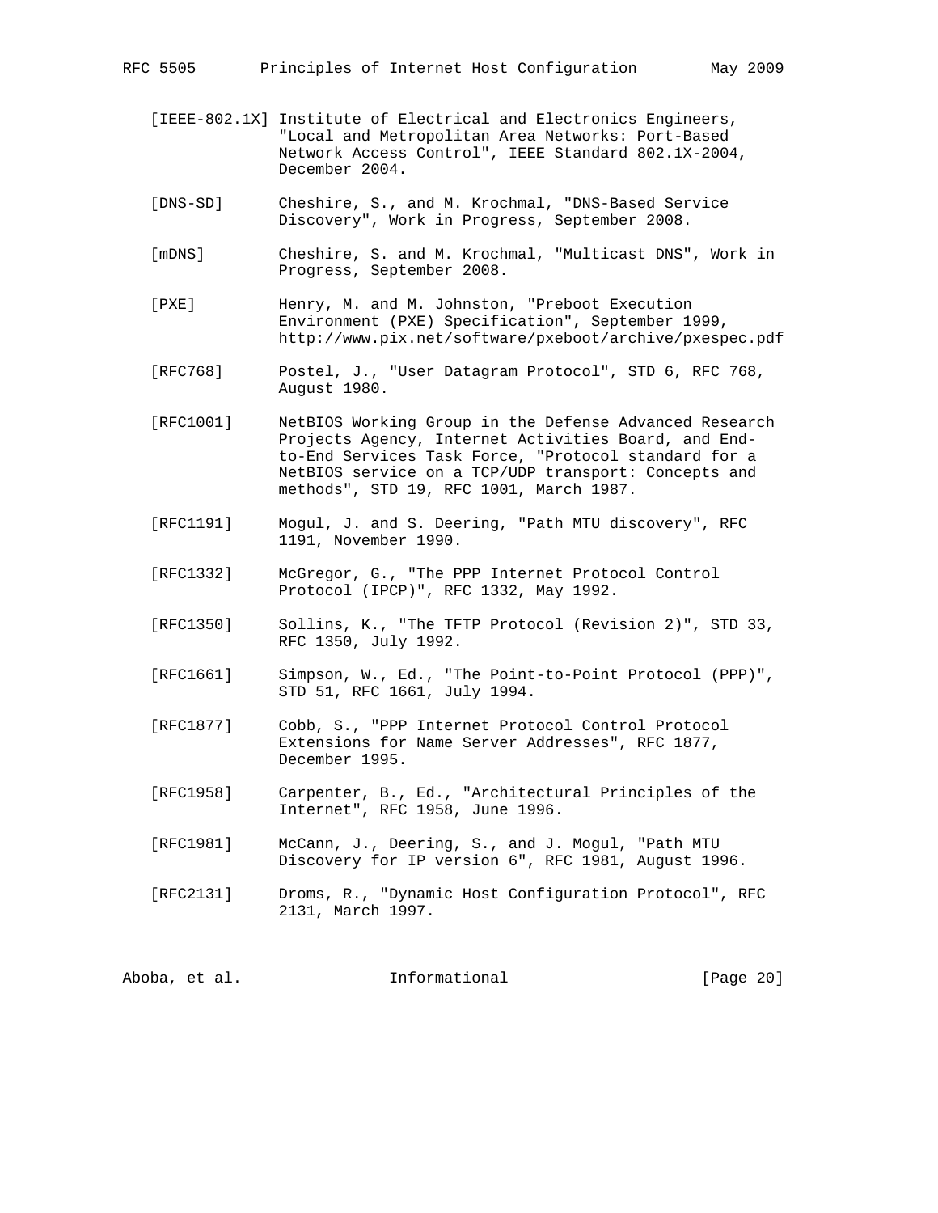[IEEE-802.1X] Institute of Electrical and Electronics Engineers, "Local and Metropolitan Area Networks: Port-Based Network Access Control", IEEE Standard 802.1X-2004, December 2004.

[DNS-SD] Cheshire, S., and M. Krochmal, "DNS-Based Service Discovery", Work in Progress, September 2008.

[mDNS] Cheshire, S. and M. Krochmal, "Multicast DNS", Work in Progress, September 2008.

[PXE] Henry, M. and M. Johnston, "Preboot Execution Environment (PXE) Specification", September 1999, http://www.pix.net/software/pxeboot/archive/pxespec.pdf

[RFC768] Postel, J., "User Datagram Protocol", STD 6, RFC 768, August 1980.

[RFC1001] NetBIOS Working Group in the Defense Advanced Research Projects Agency, Internet Activities Board, and End-to-End Services Task Force, "Protocol standard for a NetBIOS service on a TCP/UDP transport: Concepts and methods", STD 19, RFC 1001, March 1987.

[RFC1191] Mogul, J. and S. Deering, "Path MTU discovery", RFC 1191, November 1990.

[RFC1332] McGregor, G., "The PPP Internet Protocol Control Protocol (IPCP)", RFC 1332, May 1992.

[RFC1350] Sollins, K., "The TFTP Protocol (Revision 2)", STD 33, RFC 1350, July 1992.

[RFC1661] Simpson, W., Ed., "The Point-to-Point Protocol (PPP)", STD 51, RFC 1661, July 1994.

[RFC1877] Cobb, S., "PPP Internet Protocol Control Protocol Extensions for Name Server Addresses", RFC 1877, December 1995.

[RFC1958] Carpenter, B., Ed., "Architectural Principles of the Internet", RFC 1958, June 1996.

[RFC1981] McCann, J., Deering, S., and J. Mogul, "Path MTU Discovery for IP version 6", RFC 1981, August 1996.

[RFC2131] Droms, R., "Dynamic Host Configuration Protocol", RFC 2131, March 1997.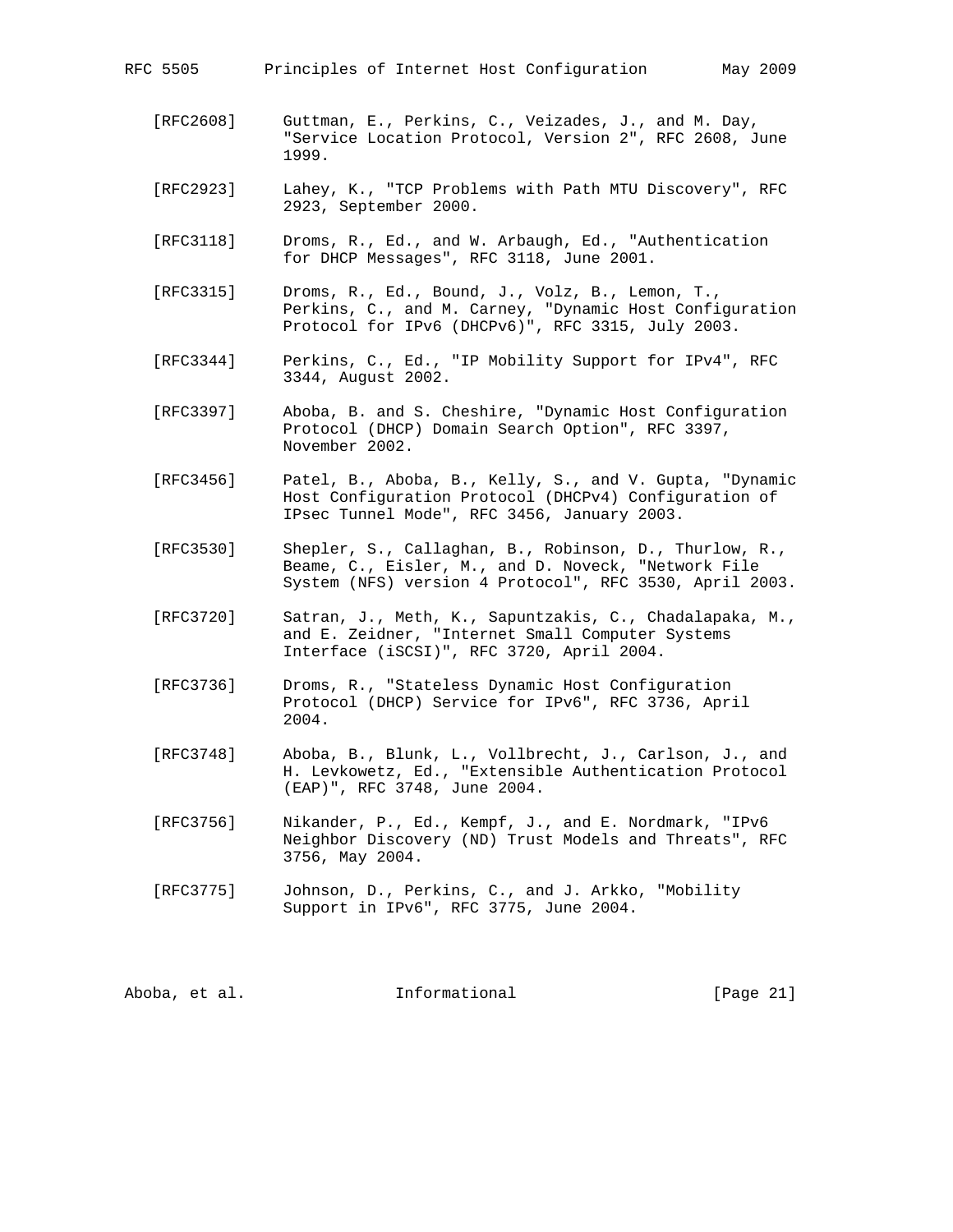[RFC2608] Guttman, E., Perkins, C., Veizades, J., and M. Day, "Service Location Protocol, Version 2", RFC 2608, June 1999.

[RFC2923] Lahey, K., "TCP Problems with Path MTU Discovery", RFC 2923, September 2000.

[RFC3118] Droms, R., Ed., and W. Arbaugh, Ed., "Authentication for DHCP Messages", RFC 3118, June 2001.

[RFC3315] Droms, R., Ed., Bound, J., Volz, B., Lemon, T., Perkins, C., and M. Carney, "Dynamic Host Configuration Protocol for IPv6 (DHCPv6)", RFC 3315, July 2003.

[RFC3344] Perkins, C., Ed., "IP Mobility Support for IPv4", RFC 3344, August 2002.

[RFC3397] Aboba, B. and S. Cheshire, "Dynamic Host Configuration Protocol (DHCP) Domain Search Option", RFC 3397, November 2002.

[RFC3456] Patel, B., Aboba, B., Kelly, S., and V. Gupta, "Dynamic Host Configuration Protocol (DHCPv4) Configuration of IPsec Tunnel Mode", RFC 3456, January 2003.

[RFC3530] Shepler, S., Callaghan, B., Robinson, D., Thurlow, R., Beame, C., Eisler, M., and D. Noveck, "Network File System (NFS) version 4 Protocol", RFC 3530, April 2003.

[RFC3720] Satran, J., Meth, K., Sapuntzakis, C., Chadalapaka, M., and E. Zeidner, "Internet Small Computer Systems Interface (iSCSI)", RFC 3720, April 2004.

[RFC3736] Droms, R., "Stateless Dynamic Host Configuration Protocol (DHCP) Service for IPv6", RFC 3736, April 2004.

[RFC3748] Aboba, B., Blunk, L., Vollbrecht, J., Carlson, J., and H. Levkowetz, Ed., "Extensible Authentication Protocol (EAP)", RFC 3748, June 2004.

[RFC3756] Nikander, P., Ed., Kempf, J., and E. Nordmark, "IPv6 Neighbor Discovery (ND) Trust Models and Threats", RFC 3756, May 2004.

[RFC3775] Johnson, D., Perkins, C., and J. Arkko, "Mobility Support in IPv6", RFC 3775, June 2004.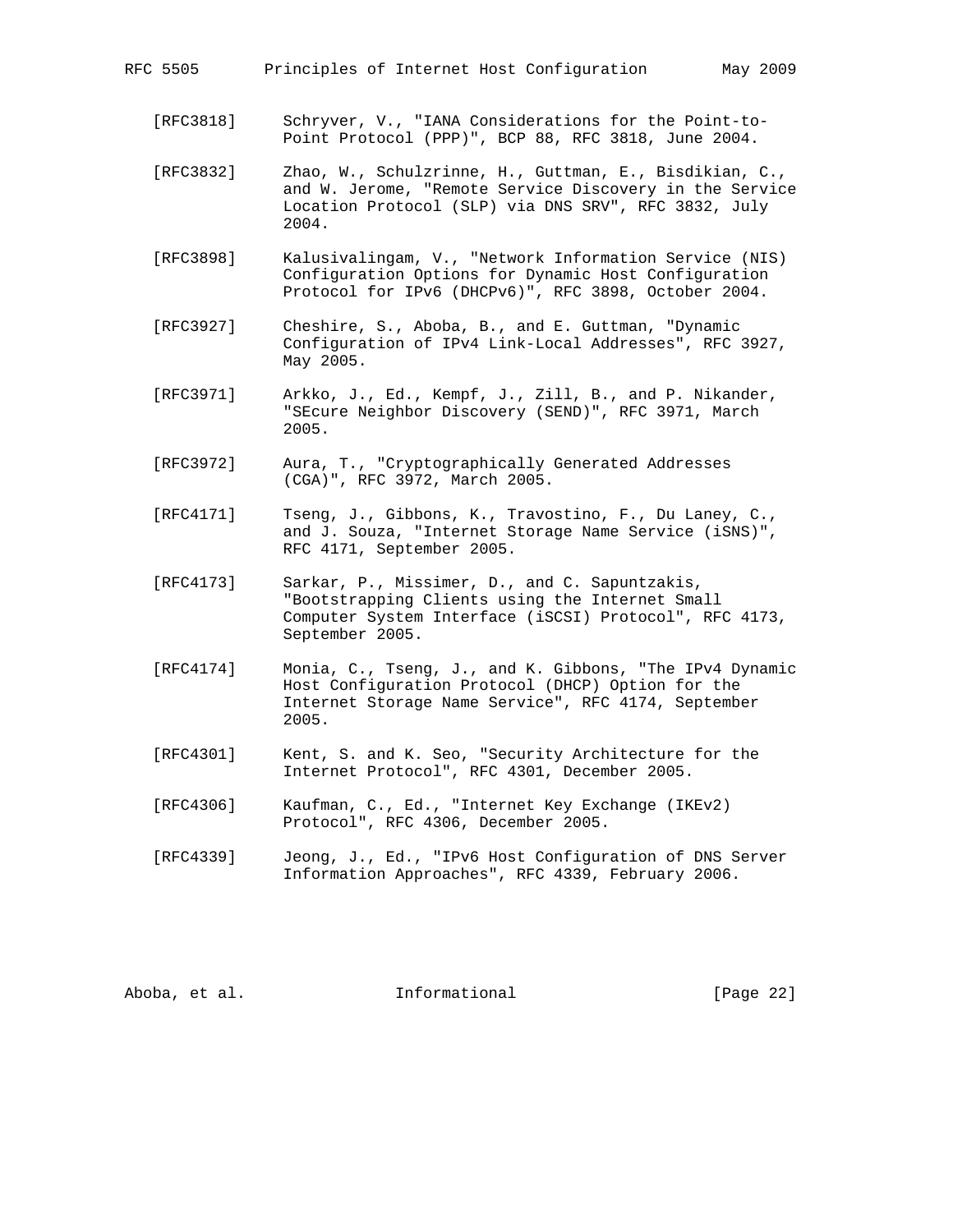[RFC3818] Schryver, V., "IANA Considerations for the Point-to-Point Protocol (PPP)", BCP 88, RFC 3818, June 2004.

[RFC3832] Zhao, W., Schulzrinne, H., Guttman, E., Bisdikian, C., and W. Jerome, "Remote Service Discovery in the Service Location Protocol (SLP) via DNS SRV", RFC 3832, July 2004.

[RFC3898] Kalusivalingam, V., "Network Information Service (NIS) Configuration Options for Dynamic Host Configuration Protocol for IPv6 (DHCPv6)", RFC 3898, October 2004.

[RFC3927] Cheshire, S., Aboba, B., and E. Guttman, "Dynamic Configuration of IPv4 Link-Local Addresses", RFC 3927, May 2005.

[RFC3971] Arkko, J., Ed., Kempf, J., Zill, B., and P. Nikander, "SEcure Neighbor Discovery (SEND)", RFC 3971, March 2005.

[RFC3972] Aura, T., "Cryptographically Generated Addresses (CGA)", RFC 3972, March 2005.

[RFC4171] Tseng, J., Gibbons, K., Travostino, F., Du Laney, C., and J. Souza, "Internet Storage Name Service (iSNS)", RFC 4171, September 2005.

[RFC4173] Sarkar, P., Missimer, D., and C. Sapuntzakis, "Bootstrapping Clients using the Internet Small Computer System Interface (iSCSI) Protocol", RFC 4173, September 2005.

[RFC4174] Monia, C., Tseng, J., and K. Gibbons, "The IPv4 Dynamic Host Configuration Protocol (DHCP) Option for the Internet Storage Name Service", RFC 4174, September 2005.

[RFC4301] Kent, S. and K. Seo, "Security Architecture for the Internet Protocol", RFC 4301, December 2005.

[RFC4306] Kaufman, C., Ed., "Internet Key Exchange (IKEv2) Protocol", RFC 4306, December 2005.

[RFC4339] Jeong, J., Ed., "IPv6 Host Configuration of DNS Server Information Approaches", RFC 4339, February 2006.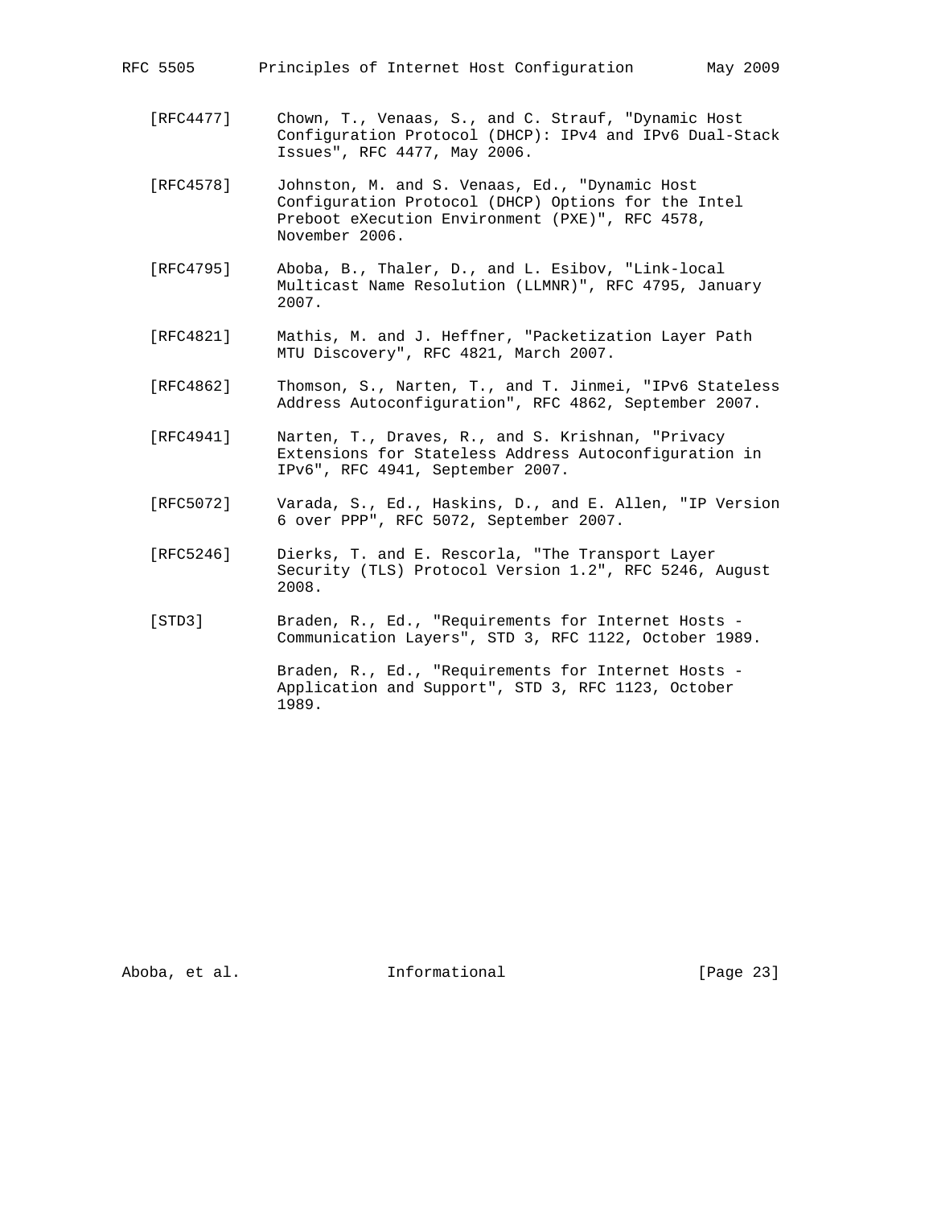[RFC4477] Chown, T., Venaas, S., and C. Strauf, "Dynamic Host Configuration Protocol (DHCP): IPv4 and IPv6 Dual-Stack Issues", RFC 4477, May 2006.

[RFC4578] Johnston, M. and S. Venaas, Ed., "Dynamic Host Configuration Protocol (DHCP) Options for the Intel Preboot eXecution Environment (PXE)", RFC 4578, November 2006.

[RFC4795] Aboba, B., Thaler, D., and L. Esibov, "Link-local Multicast Name Resolution (LLMNR)", RFC 4795, January 2007.

[RFC4821] Mathis, M. and J. Heffner, "Packetization Layer Path MTU Discovery", RFC 4821, March 2007.

[RFC4862] Thomson, S., Narten, T., and T. Jinmei, "IPv6 Stateless Address Autoconfiguration", RFC 4862, September 2007.

[RFC4941] Narten, T., Draves, R., and S. Krishnan, "Privacy Extensions for Stateless Address Autoconfiguration in IPv6", RFC 4941, September 2007.

[RFC5072] Varada, S., Ed., Haskins, D., and E. Allen, "IP Version 6 over PPP", RFC 5072, September 2007.

[RFC5246] Dierks, T. and E. Rescorla, "The Transport Layer Security (TLS) Protocol Version 1.2", RFC 5246, August 2008.

[STD3] Braden, R., Ed., "Requirements for Internet Hosts - Communication Layers", STD 3, RFC 1122, October 1989.

Braden, R., Ed., "Requirements for Internet Hosts - Application and Support", STD 3, RFC 1123, October 1989.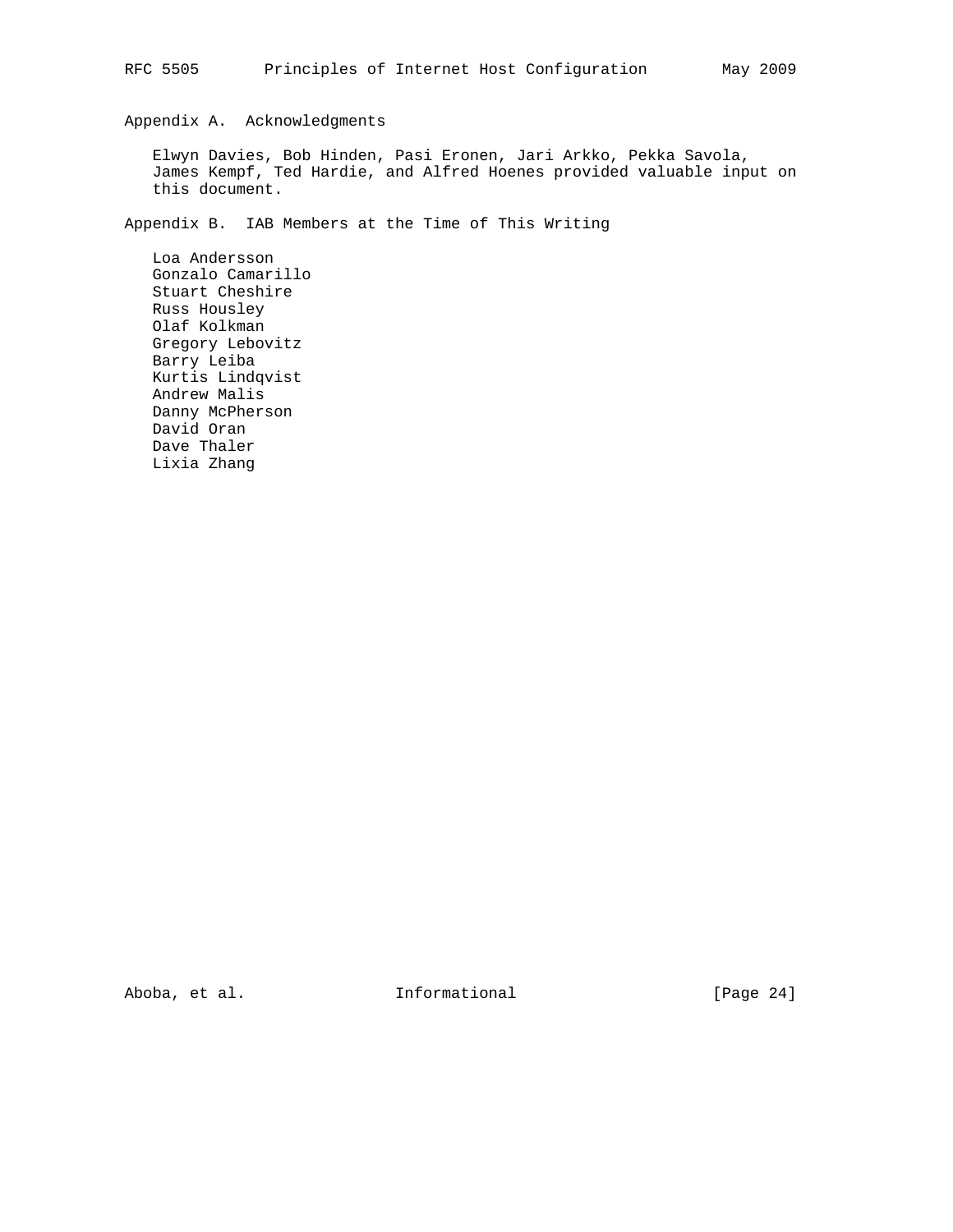## Appendix A. Acknowledgments

Elwyn Davies, Bob Hinden, Pasi Eronen, Jari Arkko, Pekka Savola, James Kempf, Ted Hardie, and Alfred Hoenes provided valuable input on this document.

## Appendix B. IAB Members at the Time of This Writing

Loa Andersson
Gonzalo Camarillo
Stuart Cheshire
Russ Housley
Olaf Kolkman
Gregory Lebovitz
Barry Leiba
Kurtis Lindqvist
Andrew Malis
Danny McPherson
David Oran
Dave Thaler
Lixia Zhang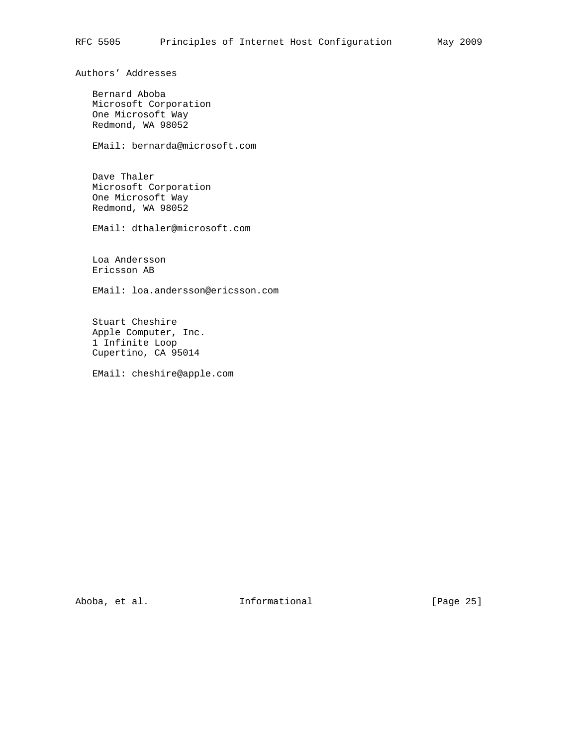## Authors' Addresses

Bernard Aboba
Microsoft Corporation
One Microsoft Way
Redmond, WA 98052

EMail: bernarda@microsoft.com

Dave Thaler
Microsoft Corporation
One Microsoft Way
Redmond, WA 98052

EMail: dthaler@microsoft.com

Loa Andersson
Ericsson AB

EMail: loa.andersson@ericsson.com

Stuart Cheshire
Apple Computer, Inc.
1 Infinite Loop
Cupertino, CA 95014

EMail: cheshire@apple.com